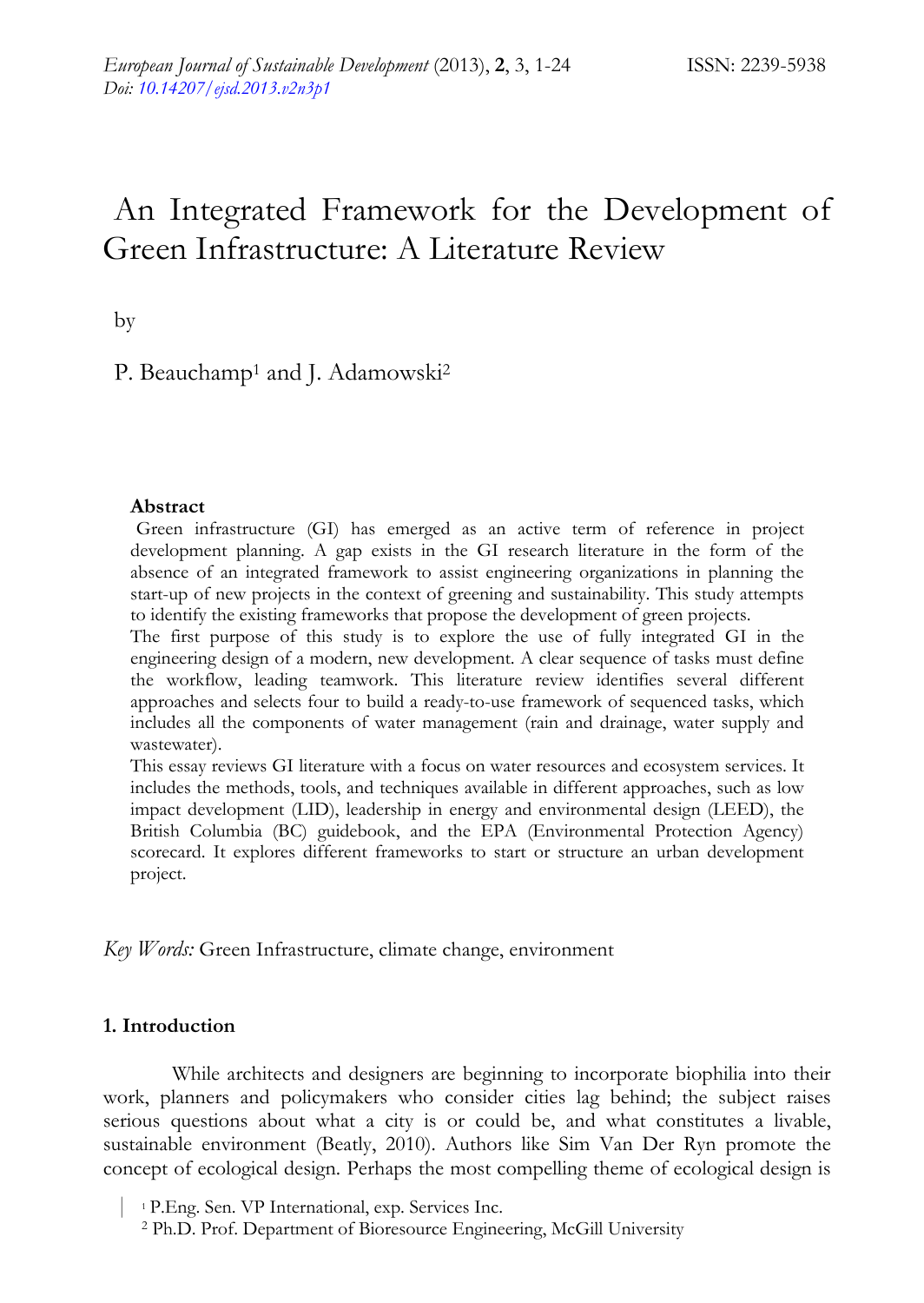# An Integrated Framework for the Development of Green Infrastructure: A Literature Review

by

P. Beauchamp[1] and J. Adamowski[2]

## Abstract

Green infrastructure (GI) has emerged as an active term of reference in project development planning. A gap exists in the GI research literature in the form of the absence of an integrated framework to assist engineering organizations in planning the start-up of new projects in the context of greening and sustainability. This study attempts to identify the existing frameworks that propose the development of green projects.

The first purpose of this study is to explore the use of fully integrated GI in the engineering design of a modern, new development. A clear sequence of tasks must define the workflow, leading teamwork. This literature review identifies several different approaches and selects four to build a ready-to-use framework of sequenced tasks, which includes all the components of water management (rain and drainage, water supply and wastewater).

This essay reviews GI literature with a focus on water resources and ecosystem services. It includes the methods, tools, and techniques available in different approaches, such as low impact development (LID), leadership in energy and environmental design (LEED), the British Columbia (BC) guidebook, and the EPA (Environmental Protection Agency) scorecard. It explores different frameworks to start or structure an urban development project.

*Key Words:* Green Infrastructure, climate change, environment

## 1. Introduction

While architects and designers are beginning to incorporate biophilia into their work, planners and policymakers who consider cities lag behind; the subject raises serious questions about what a city is or could be, and what constitutes a livable, sustainable environment (Beatly, 2010). Authors like Sim Van Der Ryn promote the concept of ecological design. Perhaps the most compelling theme of ecological design is

[1] P.Eng. Sen. VP International, exp. Services Inc.

[2] Ph.D. Prof. Department of Bioresource Engineering, McGill University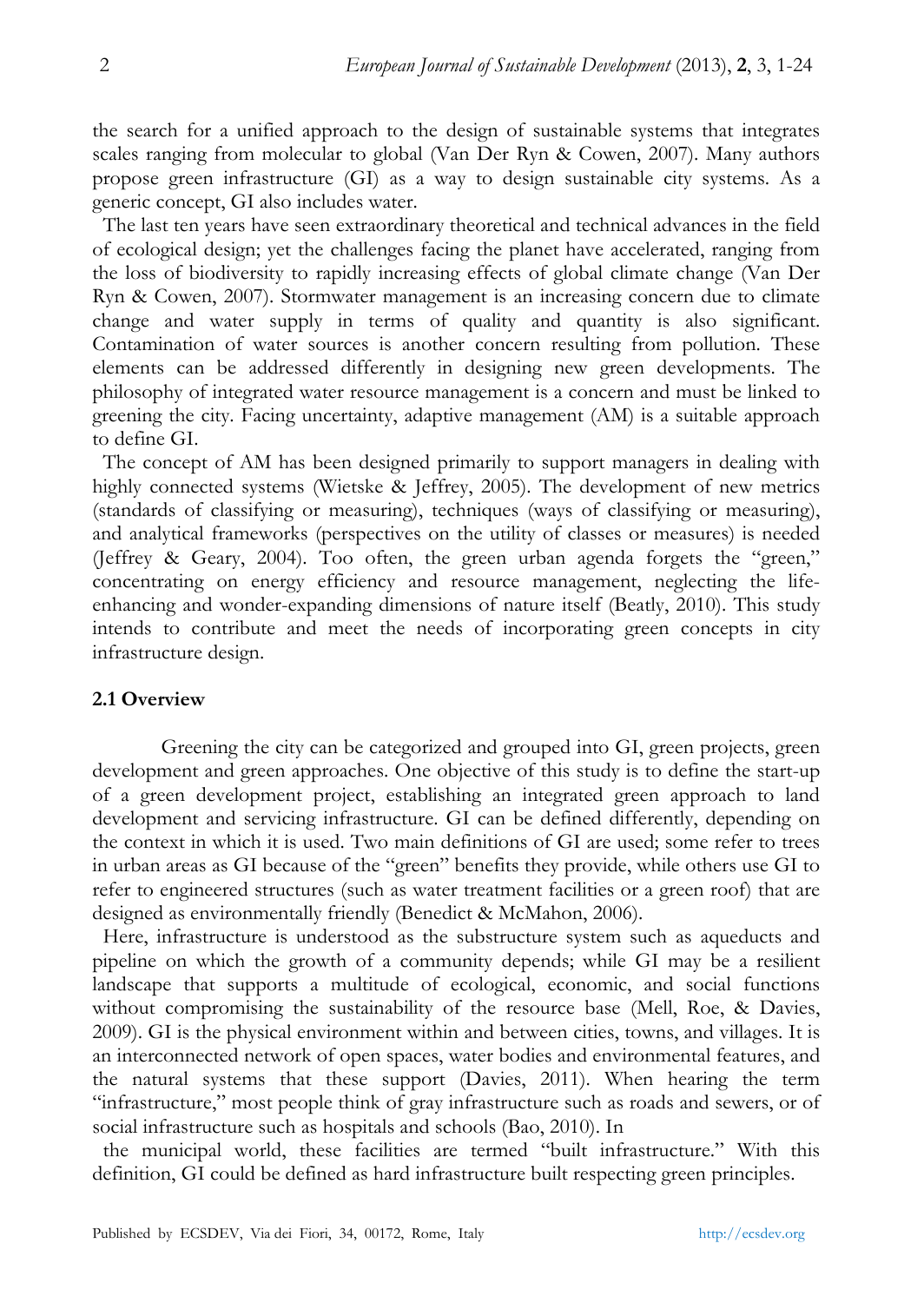the search for a unified approach to the design of sustainable systems that integrates scales ranging from molecular to global (Van Der Ryn & Cowen, 2007). Many authors propose green infrastructure (GI) as a way to design sustainable city systems. As a generic concept, GI also includes water.

The last ten years have seen extraordinary theoretical and technical advances in the field of ecological design; yet the challenges facing the planet have accelerated, ranging from the loss of biodiversity to rapidly increasing effects of global climate change (Van Der Ryn & Cowen, 2007). Stormwater management is an increasing concern due to climate change and water supply in terms of quality and quantity is also significant. Contamination of water sources is another concern resulting from pollution. These elements can be addressed differently in designing new green developments. The philosophy of integrated water resource management is a concern and must be linked to greening the city. Facing uncertainty, adaptive management (AM) is a suitable approach to define GI.

The concept of AM has been designed primarily to support managers in dealing with highly connected systems (Wietske & Jeffrey, 2005). The development of new metrics (standards of classifying or measuring), techniques (ways of classifying or measuring), and analytical frameworks (perspectives on the utility of classes or measures) is needed (Jeffrey & Geary, 2004). Too often, the green urban agenda forgets the "green," concentrating on energy efficiency and resource management, neglecting the life-enhancing and wonder-expanding dimensions of nature itself (Beatly, 2010). This study intends to contribute and meet the needs of incorporating green concepts in city infrastructure design.

## 2.1 Overview

Greening the city can be categorized and grouped into GI, green projects, green development and green approaches. One objective of this study is to define the start-up of a green development project, establishing an integrated green approach to land development and servicing infrastructure. GI can be defined differently, depending on the context in which it is used. Two main definitions of GI are used; some refer to trees in urban areas as GI because of the "green" benefits they provide, while others use GI to refer to engineered structures (such as water treatment facilities or a green roof) that are designed as environmentally friendly (Benedict & McMahon, 2006).

Here, infrastructure is understood as the substructure system such as aqueducts and pipeline on which the growth of a community depends; while GI may be a resilient landscape that supports a multitude of ecological, economic, and social functions without compromising the sustainability of the resource base (Mell, Roe, & Davies, 2009). GI is the physical environment within and between cities, towns, and villages. It is an interconnected network of open spaces, water bodies and environmental features, and the natural systems that these support (Davies, 2011). When hearing the term "infrastructure," most people think of gray infrastructure such as roads and sewers, or of social infrastructure such as hospitals and schools (Bao, 2010). In the municipal world, these facilities are termed "built infrastructure." With this definition, GI could be defined as hard infrastructure built respecting green principles.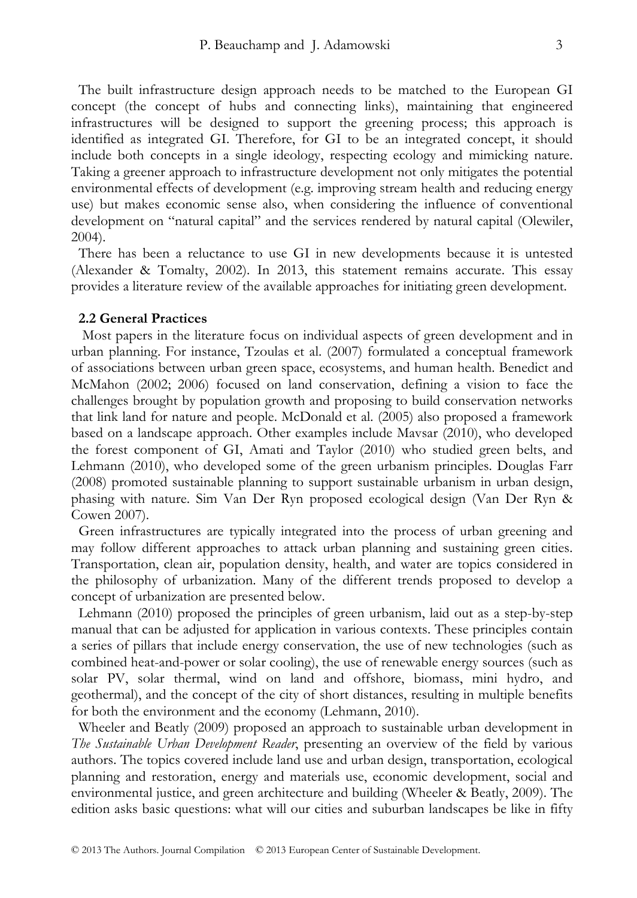The built infrastructure design approach needs to be matched to the European GI concept (the concept of hubs and connecting links), maintaining that engineered infrastructures will be designed to support the greening process; this approach is identified as integrated GI. Therefore, for GI to be an integrated concept, it should include both concepts in a single ideology, respecting ecology and mimicking nature. Taking a greener approach to infrastructure development not only mitigates the potential environmental effects of development (e.g. improving stream health and reducing energy use) but makes economic sense also, when considering the influence of conventional development on "natural capital" and the services rendered by natural capital (Olewiler, 2004).

There has been a reluctance to use GI in new developments because it is untested (Alexander & Tomalty, 2002). In 2013, this statement remains accurate. This essay provides a literature review of the available approaches for initiating green development.

## 2.2 General Practices

Most papers in the literature focus on individual aspects of green development and in urban planning. For instance, Tzoulas et al. (2007) formulated a conceptual framework of associations between urban green space, ecosystems, and human health. Benedict and McMahon (2002; 2006) focused on land conservation, defining a vision to face the challenges brought by population growth and proposing to build conservation networks that link land for nature and people. McDonald et al. (2005) also proposed a framework based on a landscape approach. Other examples include Mavsar (2010), who developed the forest component of GI, Amati and Taylor (2010) who studied green belts, and Lehmann (2010), who developed some of the green urbanism principles. Douglas Farr (2008) promoted sustainable planning to support sustainable urbanism in urban design, phasing with nature. Sim Van Der Ryn proposed ecological design (Van Der Ryn & Cowen 2007).

Green infrastructures are typically integrated into the process of urban greening and may follow different approaches to attack urban planning and sustaining green cities. Transportation, clean air, population density, health, and water are topics considered in the philosophy of urbanization. Many of the different trends proposed to develop a concept of urbanization are presented below.

Lehmann (2010) proposed the principles of green urbanism, laid out as a step-by-step manual that can be adjusted for application in various contexts. These principles contain a series of pillars that include energy conservation, the use of new technologies (such as combined heat-and-power or solar cooling), the use of renewable energy sources (such as solar PV, solar thermal, wind on land and offshore, biomass, mini hydro, and geothermal), and the concept of the city of short distances, resulting in multiple benefits for both the environment and the economy (Lehmann, 2010).

Wheeler and Beatly (2009) proposed an approach to sustainable urban development in *The Sustainable Urban Development Reader*, presenting an overview of the field by various authors. The topics covered include land use and urban design, transportation, ecological planning and restoration, energy and materials use, economic development, social and environmental justice, and green architecture and building (Wheeler & Beatly, 2009). The edition asks basic questions: what will our cities and suburban landscapes be like in fifty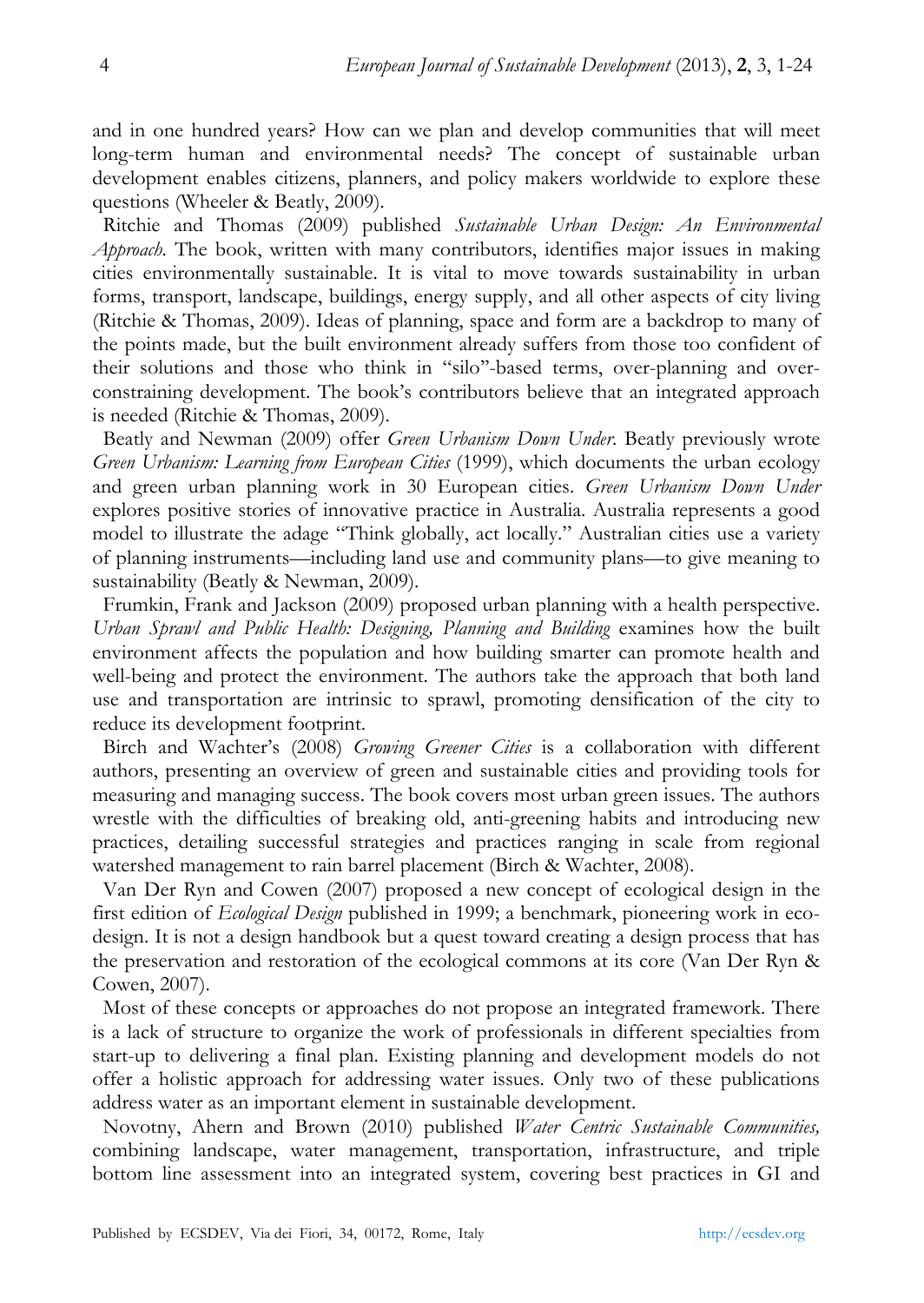and in one hundred years? How can we plan and develop communities that will meet long-term human and environmental needs? The concept of sustainable urban development enables citizens, planners, and policy makers worldwide to explore these questions (Wheeler & Beatly, 2009).

Ritchie and Thomas (2009) published *Sustainable Urban Design: An Environmental Approach*. The book, written with many contributors, identifies major issues in making cities environmentally sustainable. It is vital to move towards sustainability in urban forms, transport, landscape, buildings, energy supply, and all other aspects of city living (Ritchie & Thomas, 2009). Ideas of planning, space and form are a backdrop to many of the points made, but the built environment already suffers from those too confident of their solutions and those who think in "silo"-based terms, over-planning and over-constraining development. The book's contributors believe that an integrated approach is needed (Ritchie & Thomas, 2009).

Beatly and Newman (2009) offer *Green Urbanism Down Under*. Beatly previously wrote *Green Urbanism: Learning from European Cities* (1999), which documents the urban ecology and green urban planning work in 30 European cities. *Green Urbanism Down Under* explores positive stories of innovative practice in Australia. Australia represents a good model to illustrate the adage "Think globally, act locally." Australian cities use a variety of planning instruments—including land use and community plans—to give meaning to sustainability (Beatly & Newman, 2009).

Frumkin, Frank and Jackson (2009) proposed urban planning with a health perspective. *Urban Sprawl and Public Health: Designing, Planning and Building* examines how the built environment affects the population and how building smarter can promote health and well-being and protect the environment. The authors take the approach that both land use and transportation are intrinsic to sprawl, promoting densification of the city to reduce its development footprint.

Birch and Wachter's (2008) *Growing Greener Cities* is a collaboration with different authors, presenting an overview of green and sustainable cities and providing tools for measuring and managing success. The book covers most urban green issues. The authors wrestle with the difficulties of breaking old, anti-greening habits and introducing new practices, detailing successful strategies and practices ranging in scale from regional watershed management to rain barrel placement (Birch & Wachter, 2008).

Van Der Ryn and Cowen (2007) proposed a new concept of ecological design in the first edition of *Ecological Design* published in 1999; a benchmark, pioneering work in eco-design. It is not a design handbook but a quest toward creating a design process that has the preservation and restoration of the ecological commons at its core (Van Der Ryn & Cowen, 2007).

Most of these concepts or approaches do not propose an integrated framework. There is a lack of structure to organize the work of professionals in different specialties from start-up to delivering a final plan. Existing planning and development models do not offer a holistic approach for addressing water issues. Only two of these publications address water as an important element in sustainable development.

Novotny, Ahern and Brown (2010) published *Water Centric Sustainable Communities,* combining landscape, water management, transportation, infrastructure, and triple bottom line assessment into an integrated system, covering best practices in GI and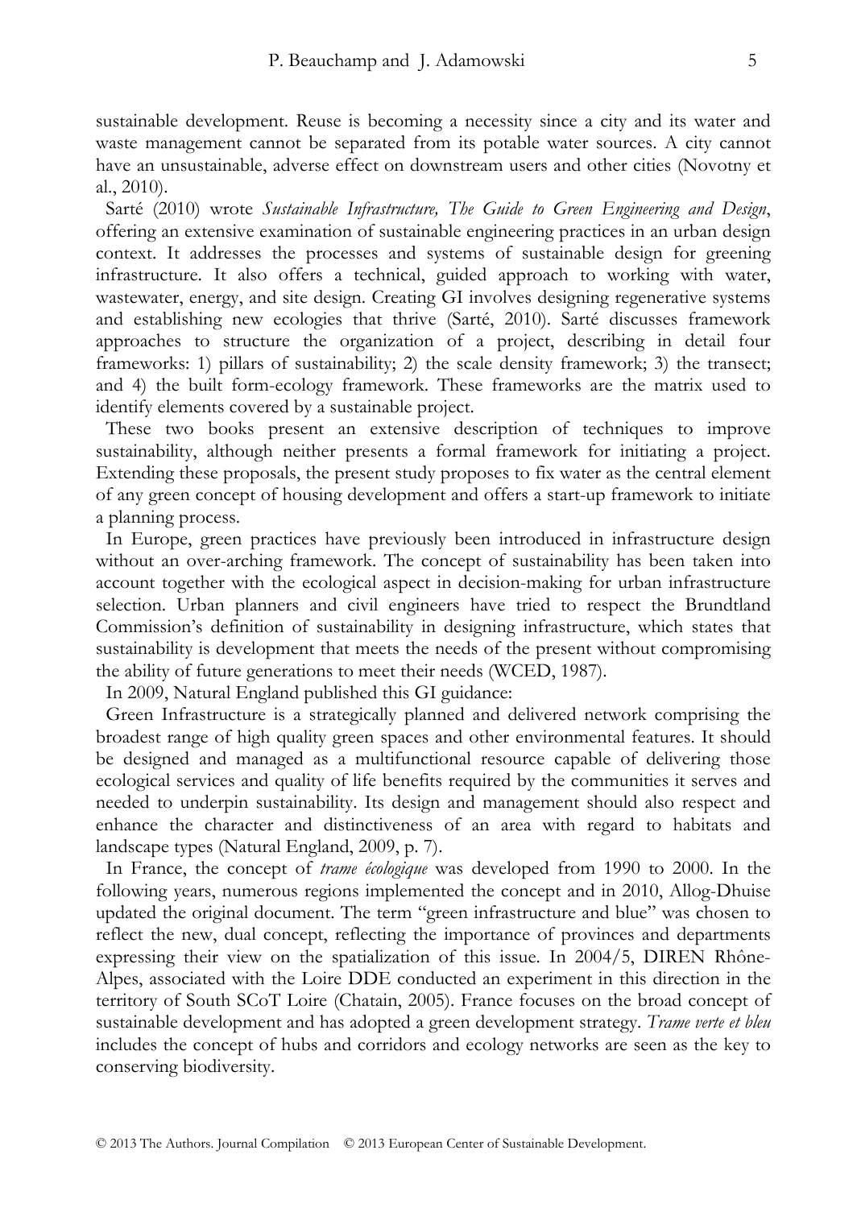sustainable development. Reuse is becoming a necessity since a city and its water and waste management cannot be separated from its potable water sources. A city cannot have an unsustainable, adverse effect on downstream users and other cities (Novotny et al., 2010).

Sarté (2010) wrote *Sustainable Infrastructure, The Guide to Green Engineering and Design*, offering an extensive examination of sustainable engineering practices in an urban design context. It addresses the processes and systems of sustainable design for greening infrastructure. It also offers a technical, guided approach to working with water, wastewater, energy, and site design. Creating GI involves designing regenerative systems and establishing new ecologies that thrive (Sarté, 2010). Sarté discusses framework approaches to structure the organization of a project, describing in detail four frameworks: 1) pillars of sustainability; 2) the scale density framework; 3) the transect; and 4) the built form-ecology framework. These frameworks are the matrix used to identify elements covered by a sustainable project.

These two books present an extensive description of techniques to improve sustainability, although neither presents a formal framework for initiating a project. Extending these proposals, the present study proposes to fix water as the central element of any green concept of housing development and offers a start-up framework to initiate a planning process.

In Europe, green practices have previously been introduced in infrastructure design without an over-arching framework. The concept of sustainability has been taken into account together with the ecological aspect in decision-making for urban infrastructure selection. Urban planners and civil engineers have tried to respect the Brundtland Commission's definition of sustainability in designing infrastructure, which states that sustainability is development that meets the needs of the present without compromising the ability of future generations to meet their needs (WCED, 1987).

In 2009, Natural England published this GI guidance:

Green Infrastructure is a strategically planned and delivered network comprising the broadest range of high quality green spaces and other environmental features. It should be designed and managed as a multifunctional resource capable of delivering those ecological services and quality of life benefits required by the communities it serves and needed to underpin sustainability. Its design and management should also respect and enhance the character and distinctiveness of an area with regard to habitats and landscape types (Natural England, 2009, p. 7).

In France, the concept of *trame écologique* was developed from 1990 to 2000. In the following years, numerous regions implemented the concept and in 2010, Allog-Dhuise updated the original document. The term "green infrastructure and blue" was chosen to reflect the new, dual concept, reflecting the importance of provinces and departments expressing their view on the spatialization of this issue. In 2004/5, DIREN Rhône-Alpes, associated with the Loire DDE conducted an experiment in this direction in the territory of South SCoT Loire (Chatain, 2005). France focuses on the broad concept of sustainable development and has adopted a green development strategy. *Trame verte et bleu* includes the concept of hubs and corridors and ecology networks are seen as the key to conserving biodiversity.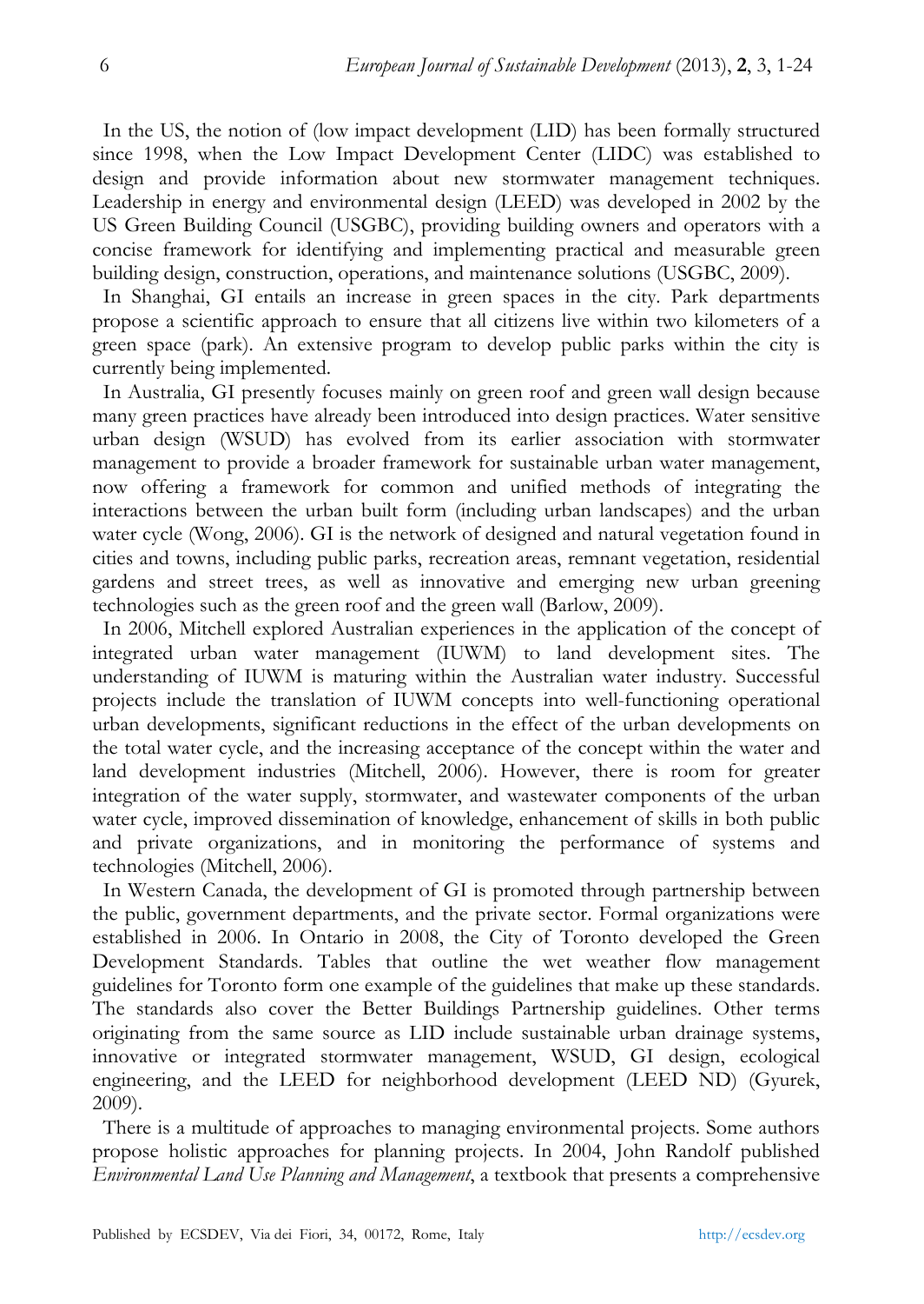In the US, the notion of (low impact development (LID) has been formally structured since 1998, when the Low Impact Development Center (LIDC) was established to design and provide information about new stormwater management techniques. Leadership in energy and environmental design (LEED) was developed in 2002 by the US Green Building Council (USGBC), providing building owners and operators with a concise framework for identifying and implementing practical and measurable green building design, construction, operations, and maintenance solutions (USGBC, 2009).

In Shanghai, GI entails an increase in green spaces in the city. Park departments propose a scientific approach to ensure that all citizens live within two kilometers of a green space (park). An extensive program to develop public parks within the city is currently being implemented.

In Australia, GI presently focuses mainly on green roof and green wall design because many green practices have already been introduced into design practices. Water sensitive urban design (WSUD) has evolved from its earlier association with stormwater management to provide a broader framework for sustainable urban water management, now offering a framework for common and unified methods of integrating the interactions between the urban built form (including urban landscapes) and the urban water cycle (Wong, 2006). GI is the network of designed and natural vegetation found in cities and towns, including public parks, recreation areas, remnant vegetation, residential gardens and street trees, as well as innovative and emerging new urban greening technologies such as the green roof and the green wall (Barlow, 2009).

In 2006, Mitchell explored Australian experiences in the application of the concept of integrated urban water management (IUWM) to land development sites. The understanding of IUWM is maturing within the Australian water industry. Successful projects include the translation of IUWM concepts into well-functioning operational urban developments, significant reductions in the effect of the urban developments on the total water cycle, and the increasing acceptance of the concept within the water and land development industries (Mitchell, 2006). However, there is room for greater integration of the water supply, stormwater, and wastewater components of the urban water cycle, improved dissemination of knowledge, enhancement of skills in both public and private organizations, and in monitoring the performance of systems and technologies (Mitchell, 2006).

In Western Canada, the development of GI is promoted through partnership between the public, government departments, and the private sector. Formal organizations were established in 2006. In Ontario in 2008, the City of Toronto developed the Green Development Standards. Tables that outline the wet weather flow management guidelines for Toronto form one example of the guidelines that make up these standards. The standards also cover the Better Buildings Partnership guidelines. Other terms originating from the same source as LID include sustainable urban drainage systems, innovative or integrated stormwater management, WSUD, GI design, ecological engineering, and the LEED for neighborhood development (LEED ND) (Gyurek, 2009).

There is a multitude of approaches to managing environmental projects. Some authors propose holistic approaches for planning projects. In 2004, John Randolf published *Environmental Land Use Planning and Management*, a textbook that presents a comprehensive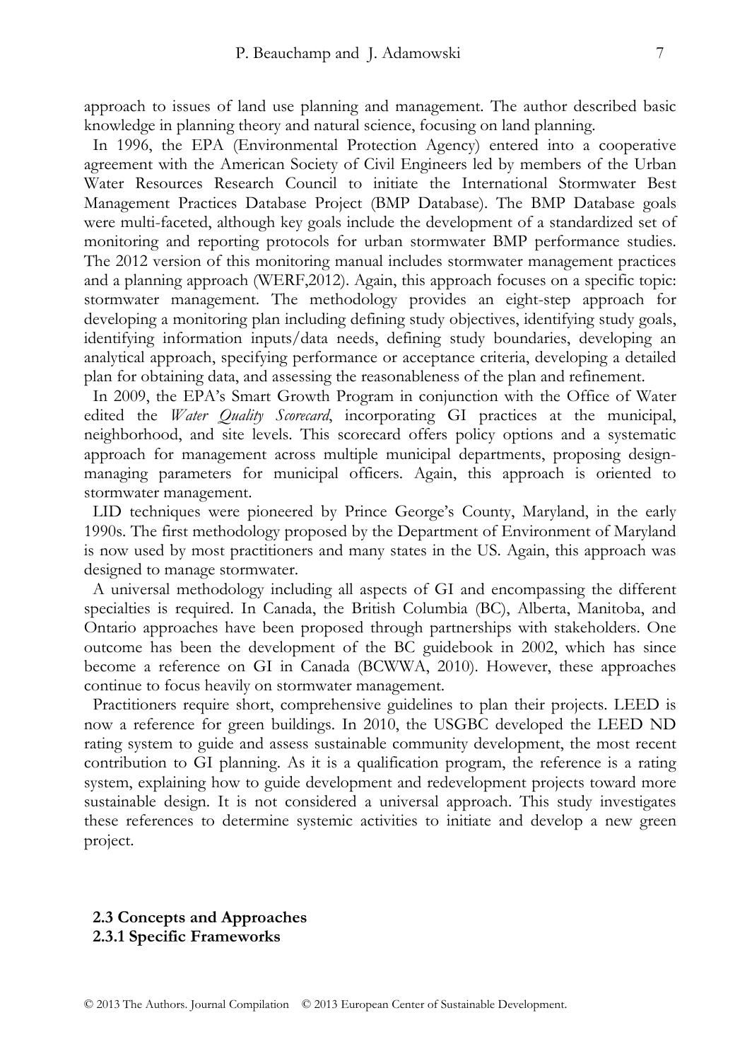approach to issues of land use planning and management. The author described basic knowledge in planning theory and natural science, focusing on land planning.

In 1996, the EPA (Environmental Protection Agency) entered into a cooperative agreement with the American Society of Civil Engineers led by members of the Urban Water Resources Research Council to initiate the International Stormwater Best Management Practices Database Project (BMP Database). The BMP Database goals were multi-faceted, although key goals include the development of a standardized set of monitoring and reporting protocols for urban stormwater BMP performance studies. The 2012 version of this monitoring manual includes stormwater management practices and a planning approach (WERF,2012). Again, this approach focuses on a specific topic: stormwater management. The methodology provides an eight-step approach for developing a monitoring plan including defining study objectives, identifying study goals, identifying information inputs/data needs, defining study boundaries, developing an analytical approach, specifying performance or acceptance criteria, developing a detailed plan for obtaining data, and assessing the reasonableness of the plan and refinement.

In 2009, the EPA's Smart Growth Program in conjunction with the Office of Water edited the *Water Quality Scorecard*, incorporating GI practices at the municipal, neighborhood, and site levels. This scorecard offers policy options and a systematic approach for management across multiple municipal departments, proposing design-managing parameters for municipal officers. Again, this approach is oriented to stormwater management.

LID techniques were pioneered by Prince George's County, Maryland, in the early 1990s. The first methodology proposed by the Department of Environment of Maryland is now used by most practitioners and many states in the US. Again, this approach was designed to manage stormwater.

A universal methodology including all aspects of GI and encompassing the different specialties is required. In Canada, the British Columbia (BC), Alberta, Manitoba, and Ontario approaches have been proposed through partnerships with stakeholders. One outcome has been the development of the BC guidebook in 2002, which has since become a reference on GI in Canada (BCWWA, 2010). However, these approaches continue to focus heavily on stormwater management.

Practitioners require short, comprehensive guidelines to plan their projects. LEED is now a reference for green buildings. In 2010, the USGBC developed the LEED ND rating system to guide and assess sustainable community development, the most recent contribution to GI planning. As it is a qualification program, the reference is a rating system, explaining how to guide development and redevelopment projects toward more sustainable design. It is not considered a universal approach. This study investigates these references to determine systemic activities to initiate and develop a new green project.

### 2.3 Concepts and Approaches

#### 2.3.1 Specific Frameworks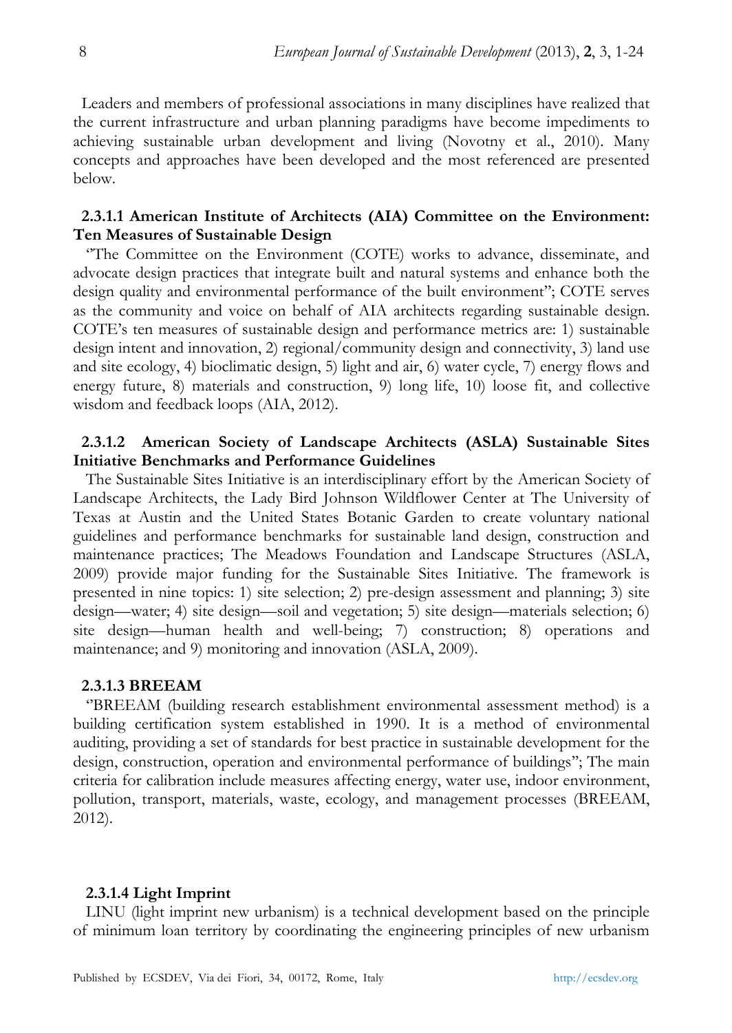Leaders and members of professional associations in many disciplines have realized that the current infrastructure and urban planning paradigms have become impediments to achieving sustainable urban development and living (Novotny et al., 2010). Many concepts and approaches have been developed and the most referenced are presented below.

#### 2.3.1.1 American Institute of Architects (AIA) Committee on the Environment: Ten Measures of Sustainable Design

''The Committee on the Environment (COTE) works to advance, disseminate, and advocate design practices that integrate built and natural systems and enhance both the design quality and environmental performance of the built environment"; COTE serves as the community and voice on behalf of AIA architects regarding sustainable design. COTE's ten measures of sustainable design and performance metrics are: 1) sustainable design intent and innovation, 2) regional/community design and connectivity, 3) land use and site ecology, 4) bioclimatic design, 5) light and air, 6) water cycle, 7) energy flows and energy future, 8) materials and construction, 9) long life, 10) loose fit, and collective wisdom and feedback loops (AIA, 2012).

#### 2.3.1.2 American Society of Landscape Architects (ASLA) Sustainable Sites Initiative Benchmarks and Performance Guidelines

The Sustainable Sites Initiative is an interdisciplinary effort by the American Society of Landscape Architects, the Lady Bird Johnson Wildflower Center at The University of Texas at Austin and the United States Botanic Garden to create voluntary national guidelines and performance benchmarks for sustainable land design, construction and maintenance practices; The Meadows Foundation and Landscape Structures (ASLA, 2009) provide major funding for the Sustainable Sites Initiative. The framework is presented in nine topics: 1) site selection; 2) pre-design assessment and planning; 3) site design—water; 4) site design—soil and vegetation; 5) site design—materials selection; 6) site design—human health and well-being; 7) construction; 8) operations and maintenance; and 9) monitoring and innovation (ASLA, 2009).

#### 2.3.1.3 BREEAM

''BREEAM (building research establishment environmental assessment method) is a building certification system established in 1990. It is a method of environmental auditing, providing a set of standards for best practice in sustainable development for the design, construction, operation and environmental performance of buildings"; The main criteria for calibration include measures affecting energy, water use, indoor environment, pollution, transport, materials, waste, ecology, and management processes (BREEAM, 2012).

#### 2.3.1.4 Light Imprint

LINU (light imprint new urbanism) is a technical development based on the principle of minimum loan territory by coordinating the engineering principles of new urbanism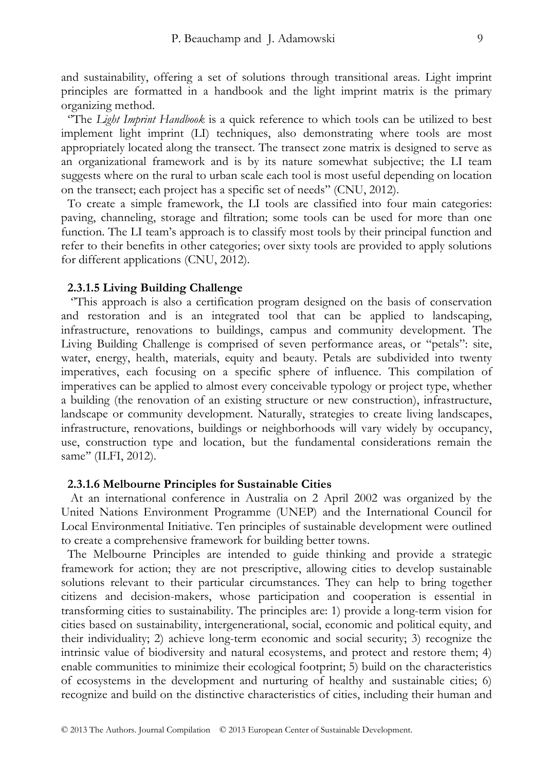and sustainability, offering a set of solutions through transitional areas. Light imprint principles are formatted in a handbook and the light imprint matrix is the primary organizing method.

"The *Light Imprint Handbook* is a quick reference to which tools can be utilized to best implement light imprint (LI) techniques, also demonstrating where tools are most appropriately located along the transect. The transect zone matrix is designed to serve as an organizational framework and is by its nature somewhat subjective; the LI team suggests where on the rural to urban scale each tool is most useful depending on location on the transect; each project has a specific set of needs" (CNU, 2012).

To create a simple framework, the LI tools are classified into four main categories: paving, channeling, storage and filtration; some tools can be used for more than one function. The LI team's approach is to classify most tools by their principal function and refer to their benefits in other categories; over sixty tools are provided to apply solutions for different applications (CNU, 2012).

#### 2.3.1.5 Living Building Challenge

"This approach is also a certification program designed on the basis of conservation and restoration and is an integrated tool that can be applied to landscaping, infrastructure, renovations to buildings, campus and community development. The Living Building Challenge is comprised of seven performance areas, or "petals": site, water, energy, health, materials, equity and beauty. Petals are subdivided into twenty imperatives, each focusing on a specific sphere of influence. This compilation of imperatives can be applied to almost every conceivable typology or project type, whether a building (the renovation of an existing structure or new construction), infrastructure, landscape or community development. Naturally, strategies to create living landscapes, infrastructure, renovations, buildings or neighborhoods will vary widely by occupancy, use, construction type and location, but the fundamental considerations remain the same" (ILFI, 2012).

#### 2.3.1.6 Melbourne Principles for Sustainable Cities

At an international conference in Australia on 2 April 2002 was organized by the United Nations Environment Programme (UNEP) and the International Council for Local Environmental Initiative. Ten principles of sustainable development were outlined to create a comprehensive framework for building better towns.

The Melbourne Principles are intended to guide thinking and provide a strategic framework for action; they are not prescriptive, allowing cities to develop sustainable solutions relevant to their particular circumstances. They can help to bring together citizens and decision-makers, whose participation and cooperation is essential in transforming cities to sustainability. The principles are: 1) provide a long-term vision for cities based on sustainability, intergenerational, social, economic and political equity, and their individuality; 2) achieve long-term economic and social security; 3) recognize the intrinsic value of biodiversity and natural ecosystems, and protect and restore them; 4) enable communities to minimize their ecological footprint; 5) build on the characteristics of ecosystems in the development and nurturing of healthy and sustainable cities; 6) recognize and build on the distinctive characteristics of cities, including their human and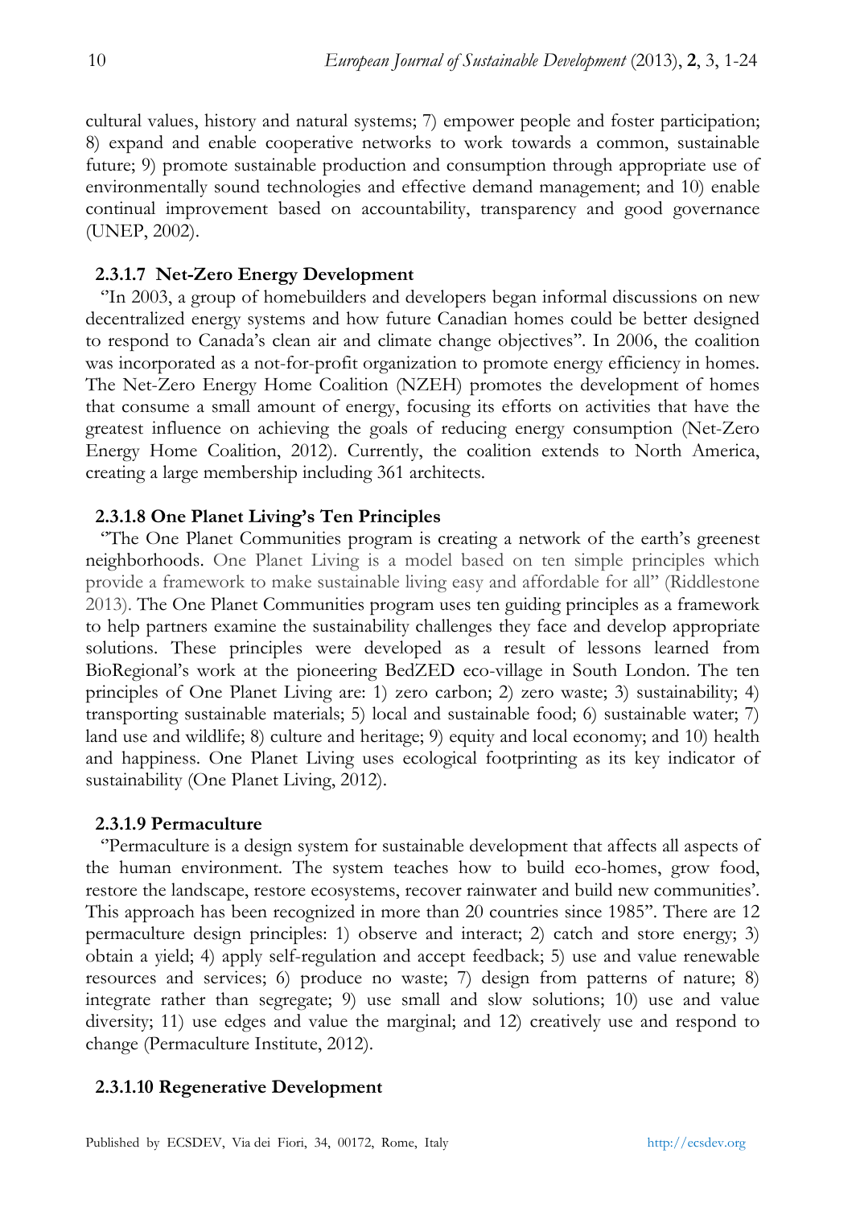cultural values, history and natural systems; 7) empower people and foster participation; 8) expand and enable cooperative networks to work towards a common, sustainable future; 9) promote sustainable production and consumption through appropriate use of environmentally sound technologies and effective demand management; and 10) enable continual improvement based on accountability, transparency and good governance (UNEP, 2002).

#### 2.3.1.7 Net-Zero Energy Development

''In 2003, a group of homebuilders and developers began informal discussions on new decentralized energy systems and how future Canadian homes could be better designed to respond to Canada's clean air and climate change objectives". In 2006, the coalition was incorporated as a not-for-profit organization to promote energy efficiency in homes. The Net-Zero Energy Home Coalition (NZEH) promotes the development of homes that consume a small amount of energy, focusing its efforts on activities that have the greatest influence on achieving the goals of reducing energy consumption (Net-Zero Energy Home Coalition, 2012). Currently, the coalition extends to North America, creating a large membership including 361 architects.

#### 2.3.1.8 One Planet Living's Ten Principles

''The One Planet Communities program is creating a network of the earth's greenest neighborhoods. One Planet Living is a model based on ten simple principles which provide a framework to make sustainable living easy and affordable for all" (Riddlestone 2013). The One Planet Communities program uses ten guiding principles as a framework to help partners examine the sustainability challenges they face and develop appropriate solutions. These principles were developed as a result of lessons learned from BioRegional's work at the pioneering BedZED eco-village in South London. The ten principles of One Planet Living are: 1) zero carbon; 2) zero waste; 3) sustainability; 4) transporting sustainable materials; 5) local and sustainable food; 6) sustainable water; 7) land use and wildlife; 8) culture and heritage; 9) equity and local economy; and 10) health and happiness. One Planet Living uses ecological footprinting as its key indicator of sustainability (One Planet Living, 2012).

#### 2.3.1.9 Permaculture

''Permaculture is a design system for sustainable development that affects all aspects of the human environment. The system teaches how to build eco-homes, grow food, restore the landscape, restore ecosystems, recover rainwater and build new communities'. This approach has been recognized in more than 20 countries since 1985". There are 12 permaculture design principles: 1) observe and interact; 2) catch and store energy; 3) obtain a yield; 4) apply self-regulation and accept feedback; 5) use and value renewable resources and services; 6) produce no waste; 7) design from patterns of nature; 8) integrate rather than segregate; 9) use small and slow solutions; 10) use and value diversity; 11) use edges and value the marginal; and 12) creatively use and respond to change (Permaculture Institute, 2012).

#### 2.3.1.10 Regenerative Development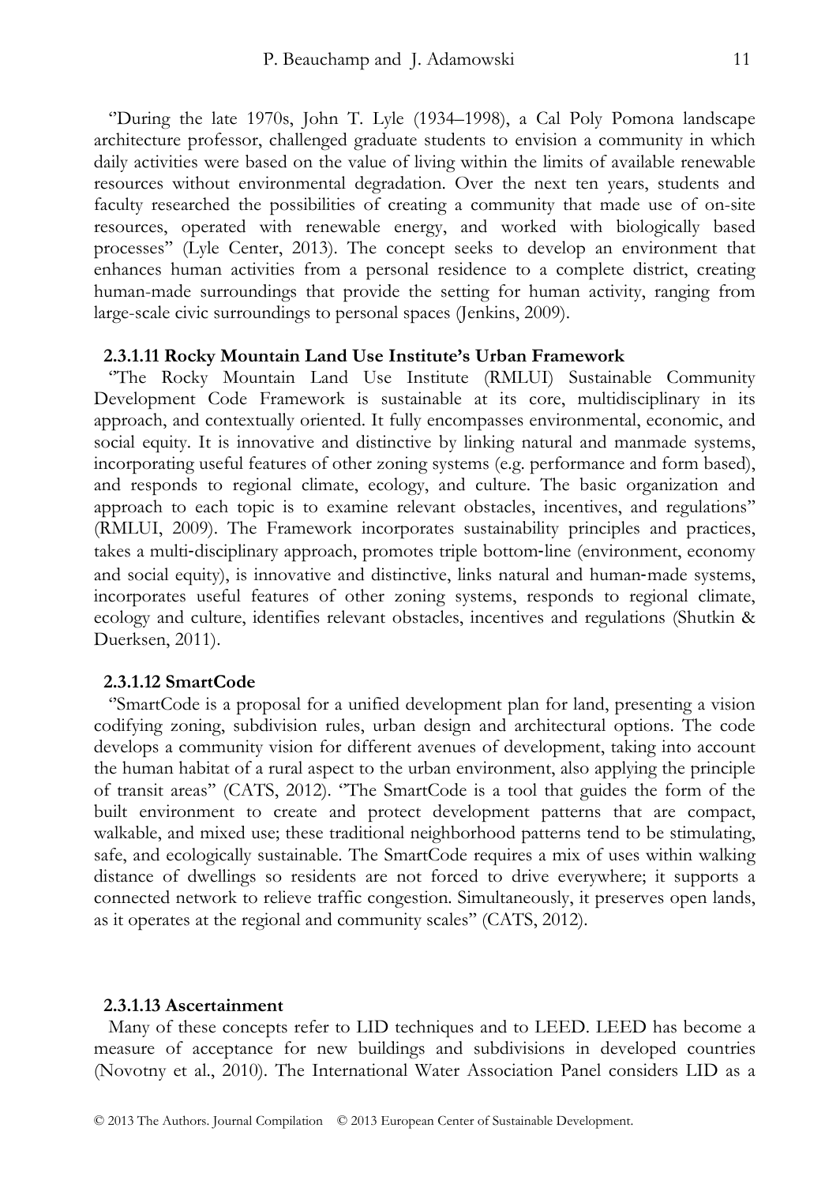"During the late 1970s, John T. Lyle (1934–1998), a Cal Poly Pomona landscape architecture professor, challenged graduate students to envision a community in which daily activities were based on the value of living within the limits of available renewable resources without environmental degradation. Over the next ten years, students and faculty researched the possibilities of creating a community that made use of on-site resources, operated with renewable energy, and worked with biologically based processes" (Lyle Center, 2013). The concept seeks to develop an environment that enhances human activities from a personal residence to a complete district, creating human-made surroundings that provide the setting for human activity, ranging from large-scale civic surroundings to personal spaces (Jenkins, 2009).

#### 2.3.1.11 Rocky Mountain Land Use Institute's Urban Framework

"The Rocky Mountain Land Use Institute (RMLUI) Sustainable Community Development Code Framework is sustainable at its core, multidisciplinary in its approach, and contextually oriented. It fully encompasses environmental, economic, and social equity. It is innovative and distinctive by linking natural and manmade systems, incorporating useful features of other zoning systems (e.g. performance and form based), and responds to regional climate, ecology, and culture. The basic organization and approach to each topic is to examine relevant obstacles, incentives, and regulations" (RMLUI, 2009). The Framework incorporates sustainability principles and practices, takes a multi-disciplinary approach, promotes triple bottom-line (environment, economy and social equity), is innovative and distinctive, links natural and human-made systems, incorporates useful features of other zoning systems, responds to regional climate, ecology and culture, identifies relevant obstacles, incentives and regulations (Shutkin & Duerksen, 2011).

#### 2.3.1.12 SmartCode

"SmartCode is a proposal for a unified development plan for land, presenting a vision codifying zoning, subdivision rules, urban design and architectural options. The code develops a community vision for different avenues of development, taking into account the human habitat of a rural aspect to the urban environment, also applying the principle of transit areas" (CATS, 2012). "The SmartCode is a tool that guides the form of the built environment to create and protect development patterns that are compact, walkable, and mixed use; these traditional neighborhood patterns tend to be stimulating, safe, and ecologically sustainable. The SmartCode requires a mix of uses within walking distance of dwellings so residents are not forced to drive everywhere; it supports a connected network to relieve traffic congestion. Simultaneously, it preserves open lands, as it operates at the regional and community scales" (CATS, 2012).

#### 2.3.1.13 Ascertainment

Many of these concepts refer to LID techniques and to LEED. LEED has become a measure of acceptance for new buildings and subdivisions in developed countries (Novotny et al., 2010). The International Water Association Panel considers LID as a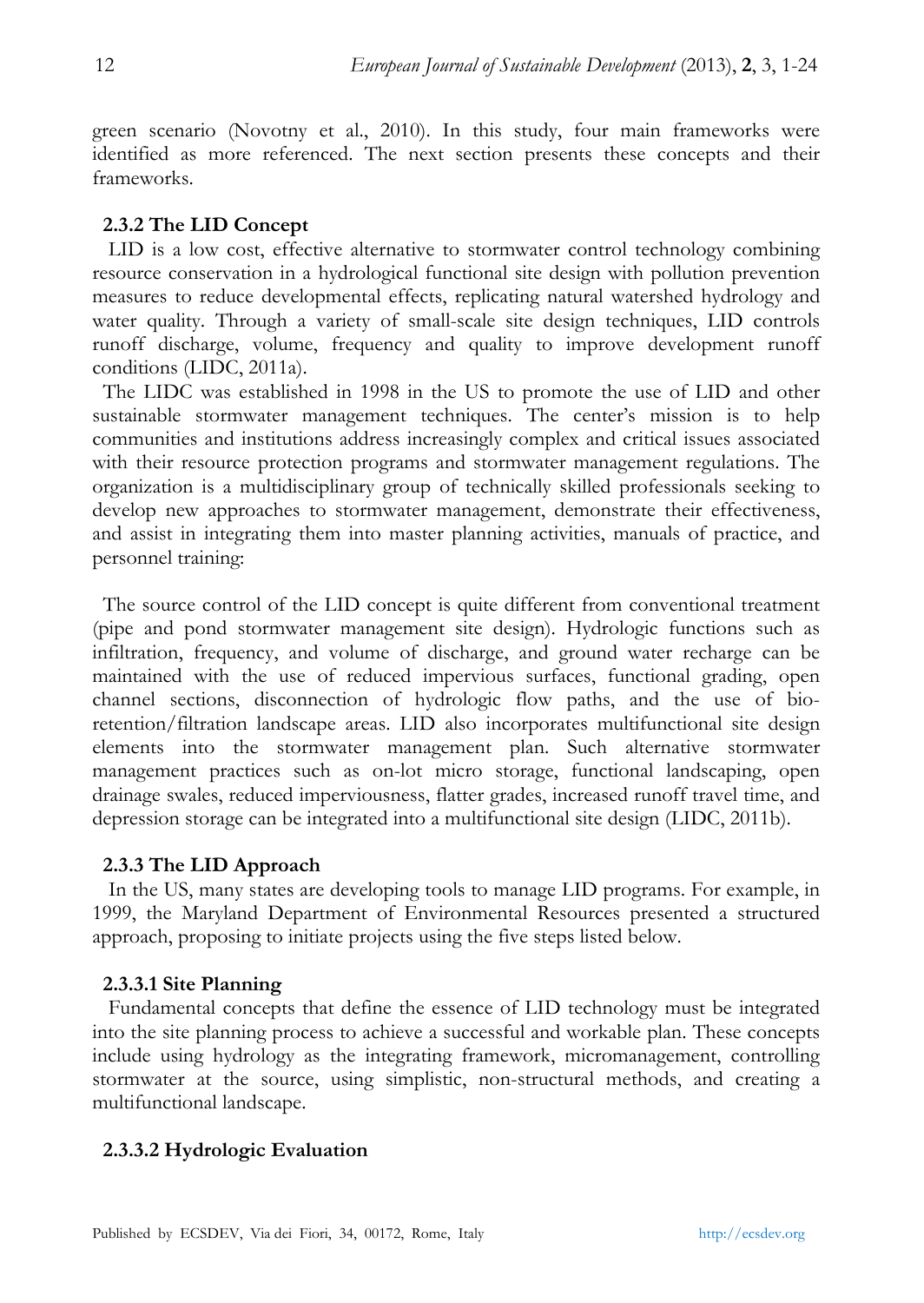green scenario (Novotny et al., 2010). In this study, four main frameworks were identified as more referenced. The next section presents these concepts and their frameworks.

### 2.3.2 The LID Concept

LID is a low cost, effective alternative to stormwater control technology combining resource conservation in a hydrological functional site design with pollution prevention measures to reduce developmental effects, replicating natural watershed hydrology and water quality. Through a variety of small-scale site design techniques, LID controls runoff discharge, volume, frequency and quality to improve development runoff conditions (LIDC, 2011a).

The LIDC was established in 1998 in the US to promote the use of LID and other sustainable stormwater management techniques. The center's mission is to help communities and institutions address increasingly complex and critical issues associated with their resource protection programs and stormwater management regulations. The organization is a multidisciplinary group of technically skilled professionals seeking to develop new approaches to stormwater management, demonstrate their effectiveness, and assist in integrating them into master planning activities, manuals of practice, and personnel training:

The source control of the LID concept is quite different from conventional treatment (pipe and pond stormwater management site design). Hydrologic functions such as infiltration, frequency, and volume of discharge, and ground water recharge can be maintained with the use of reduced impervious surfaces, functional grading, open channel sections, disconnection of hydrologic flow paths, and the use of bio-retention/filtration landscape areas. LID also incorporates multifunctional site design elements into the stormwater management plan. Such alternative stormwater management practices such as on-lot micro storage, functional landscaping, open drainage swales, reduced imperviousness, flatter grades, increased runoff travel time, and depression storage can be integrated into a multifunctional site design (LIDC, 2011b).

### 2.3.3 The LID Approach

In the US, many states are developing tools to manage LID programs. For example, in 1999, the Maryland Department of Environmental Resources presented a structured approach, proposing to initiate projects using the five steps listed below.

#### 2.3.3.1 Site Planning

Fundamental concepts that define the essence of LID technology must be integrated into the site planning process to achieve a successful and workable plan. These concepts include using hydrology as the integrating framework, micromanagement, controlling stormwater at the source, using simplistic, non-structural methods, and creating a multifunctional landscape.

#### 2.3.3.2 Hydrologic Evaluation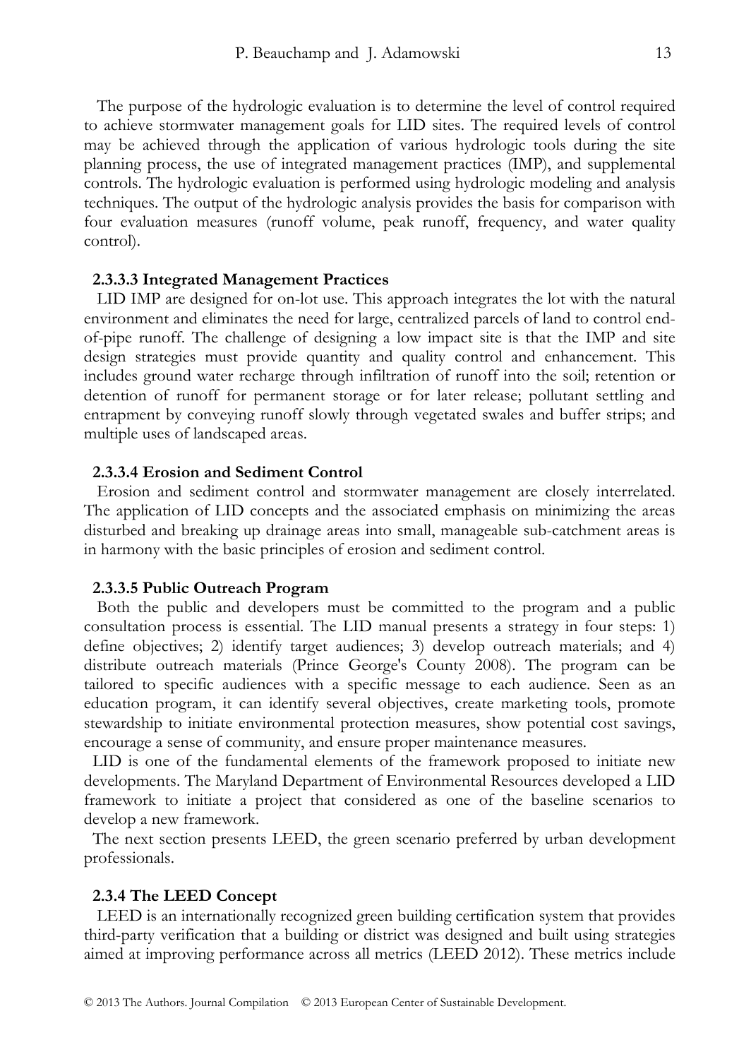The purpose of the hydrologic evaluation is to determine the level of control required to achieve stormwater management goals for LID sites. The required levels of control may be achieved through the application of various hydrologic tools during the site planning process, the use of integrated management practices (IMP), and supplemental controls. The hydrologic evaluation is performed using hydrologic modeling and analysis techniques. The output of the hydrologic analysis provides the basis for comparison with four evaluation measures (runoff volume, peak runoff, frequency, and water quality control).

#### 2.3.3.3 Integrated Management Practices

LID IMP are designed for on-lot use. This approach integrates the lot with the natural environment and eliminates the need for large, centralized parcels of land to control end-of-pipe runoff. The challenge of designing a low impact site is that the IMP and site design strategies must provide quantity and quality control and enhancement. This includes ground water recharge through infiltration of runoff into the soil; retention or detention of runoff for permanent storage or for later release; pollutant settling and entrapment by conveying runoff slowly through vegetated swales and buffer strips; and multiple uses of landscaped areas.

#### 2.3.3.4 Erosion and Sediment Control

Erosion and sediment control and stormwater management are closely interrelated. The application of LID concepts and the associated emphasis on minimizing the areas disturbed and breaking up drainage areas into small, manageable sub-catchment areas is in harmony with the basic principles of erosion and sediment control.

#### 2.3.3.5 Public Outreach Program

Both the public and developers must be committed to the program and a public consultation process is essential. The LID manual presents a strategy in four steps: 1) define objectives; 2) identify target audiences; 3) develop outreach materials; and 4) distribute outreach materials (Prince George's County 2008). The program can be tailored to specific audiences with a specific message to each audience. Seen as an education program, it can identify several objectives, create marketing tools, promote stewardship to initiate environmental protection measures, show potential cost savings, encourage a sense of community, and ensure proper maintenance measures.

LID is one of the fundamental elements of the framework proposed to initiate new developments. The Maryland Department of Environmental Resources developed a LID framework to initiate a project that considered as one of the baseline scenarios to develop a new framework.

The next section presents LEED, the green scenario preferred by urban development professionals.

### 2.3.4 The LEED Concept

LEED is an internationally recognized green building certification system that provides third-party verification that a building or district was designed and built using strategies aimed at improving performance across all metrics (LEED 2012). These metrics include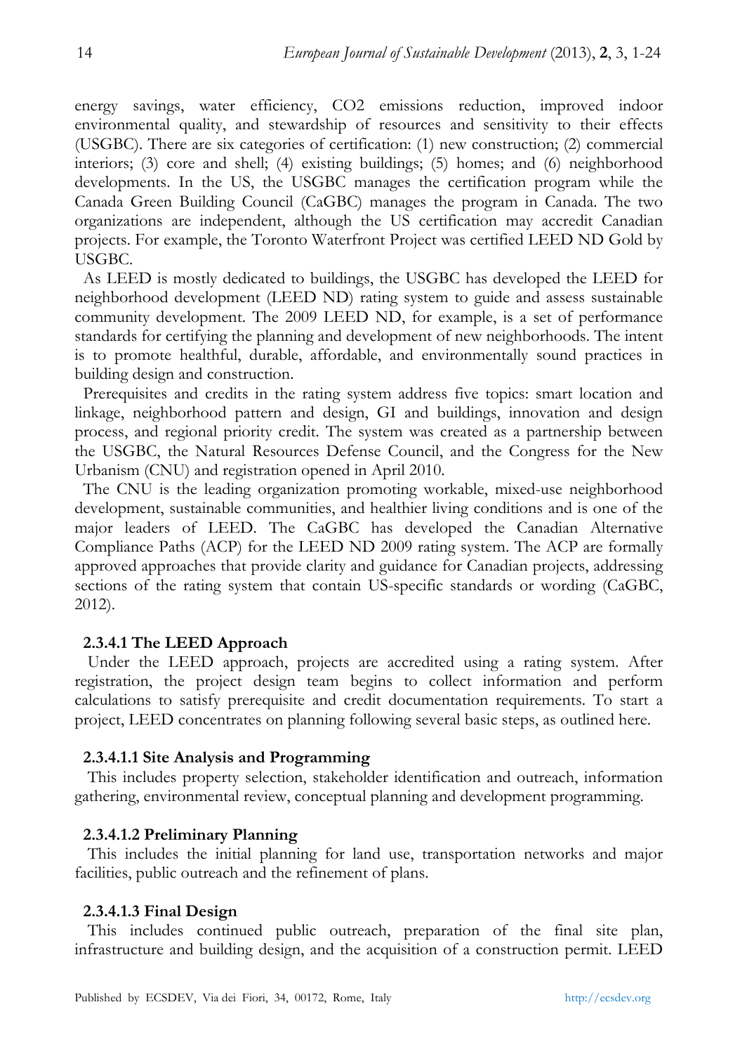energy savings, water efficiency, $CO_2$ emissions reduction, improved indoor environmental quality, and stewardship of resources and sensitivity to their effects (USGBC). There are six categories of certification: (1) new construction; (2) commercial interiors; (3) core and shell; (4) existing buildings; (5) homes; and (6) neighborhood developments. In the US, the USGBC manages the certification program while the Canada Green Building Council (CaGBC) manages the program in Canada. The two organizations are independent, although the US certification may accredit Canadian projects. For example, the Toronto Waterfront Project was certified LEED ND Gold by USGBC.

As LEED is mostly dedicated to buildings, the USGBC has developed the LEED for neighborhood development (LEED ND) rating system to guide and assess sustainable community development. The 2009 LEED ND, for example, is a set of performance standards for certifying the planning and development of new neighborhoods. The intent is to promote healthful, durable, affordable, and environmentally sound practices in building design and construction.

Prerequisites and credits in the rating system address five topics: smart location and linkage, neighborhood pattern and design, GI and buildings, innovation and design process, and regional priority credit. The system was created as a partnership between the USGBC, the Natural Resources Defense Council, and the Congress for the New Urbanism (CNU) and registration opened in April 2010.

The CNU is the leading organization promoting workable, mixed-use neighborhood development, sustainable communities, and healthier living conditions and is one of the major leaders of LEED. The CaGBC has developed the Canadian Alternative Compliance Paths (ACP) for the LEED ND 2009 rating system. The ACP are formally approved approaches that provide clarity and guidance for Canadian projects, addressing sections of the rating system that contain US-specific standards or wording (CaGBC, 2012).

#### 2.3.4.1 The LEED Approach

Under the LEED approach, projects are accredited using a rating system. After registration, the project design team begins to collect information and perform calculations to satisfy prerequisite and credit documentation requirements. To start a project, LEED concentrates on planning following several basic steps, as outlined here.

##### 2.3.4.1.1 Site Analysis and Programming

This includes property selection, stakeholder identification and outreach, information gathering, environmental review, conceptual planning and development programming.

##### 2.3.4.1.2 Preliminary Planning

This includes the initial planning for land use, transportation networks and major facilities, public outreach and the refinement of plans.

##### 2.3.4.1.3 Final Design

This includes continued public outreach, preparation of the final site plan, infrastructure and building design, and the acquisition of a construction permit. LEED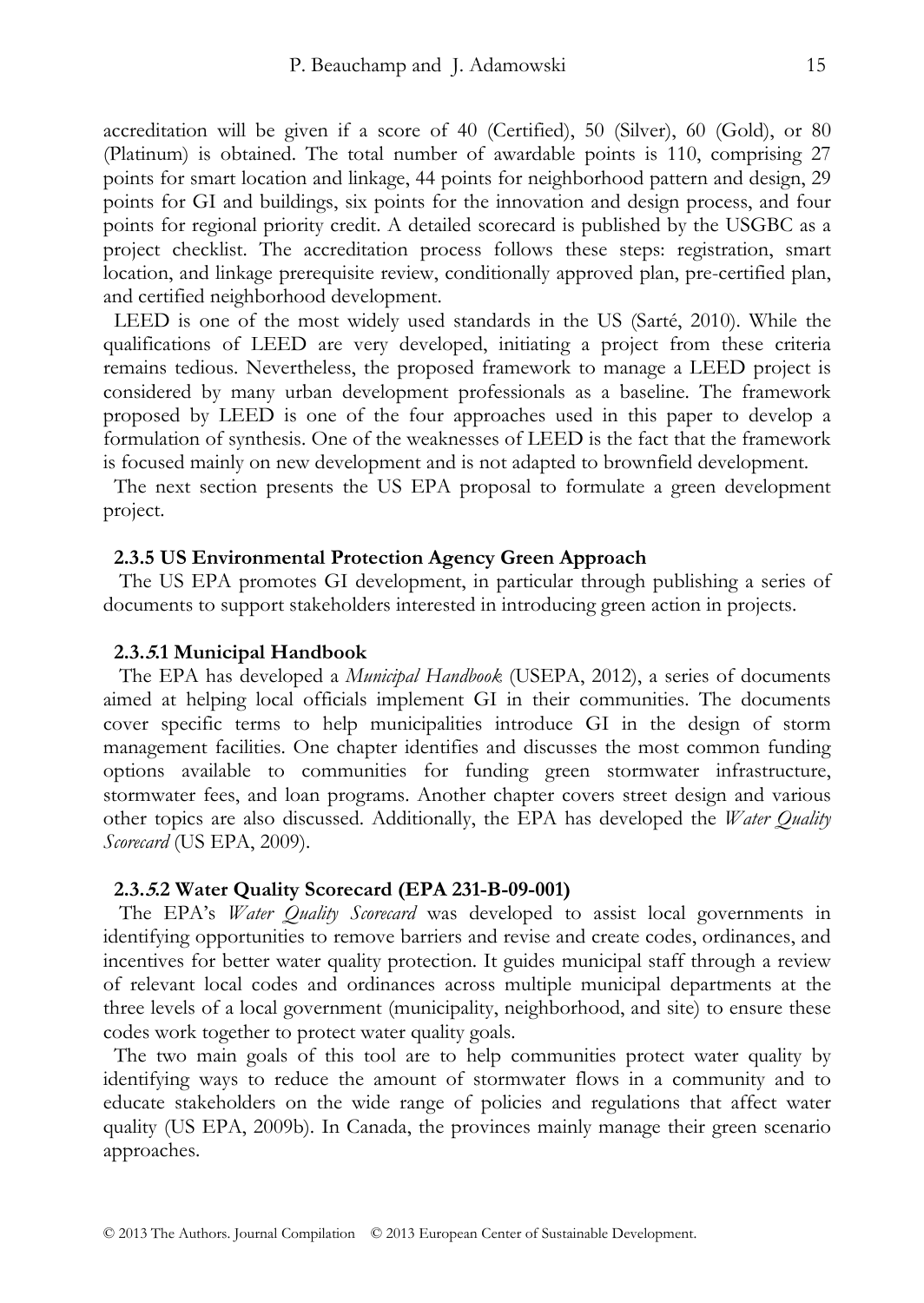accreditation will be given if a score of 40 (Certified), 50 (Silver), 60 (Gold), or 80 (Platinum) is obtained. The total number of awardable points is 110, comprising 27 points for smart location and linkage, 44 points for neighborhood pattern and design, 29 points for GI and buildings, six points for the innovation and design process, and four points for regional priority credit. A detailed scorecard is published by the USGBC as a project checklist. The accreditation process follows these steps: registration, smart location, and linkage prerequisite review, conditionally approved plan, pre-certified plan, and certified neighborhood development.

LEED is one of the most widely used standards in the US (Sarté, 2010). While the qualifications of LEED are very developed, initiating a project from these criteria remains tedious. Nevertheless, the proposed framework to manage a LEED project is considered by many urban development professionals as a baseline. The framework proposed by LEED is one of the four approaches used in this paper to develop a formulation of synthesis. One of the weaknesses of LEED is the fact that the framework is focused mainly on new development and is not adapted to brownfield development.

The next section presents the US EPA proposal to formulate a green development project.

### 2.3.5 US Environmental Protection Agency Green Approach

The US EPA promotes GI development, in particular through publishing a series of documents to support stakeholders interested in introducing green action in projects.

#### 2.3.5.1 Municipal Handbook

The EPA has developed a *Municipal Handbook* (USEPA, 2012), a series of documents aimed at helping local officials implement GI in their communities. The documents cover specific terms to help municipalities introduce GI in the design of storm management facilities. One chapter identifies and discusses the most common funding options available to communities for funding green stormwater infrastructure, stormwater fees, and loan programs. Another chapter covers street design and various other topics are also discussed. Additionally, the EPA has developed the *Water Quality Scorecard* (US EPA, 2009).

#### 2.3.5.2 Water Quality Scorecard (EPA 231-B-09-001)

The EPA's *Water Quality Scorecard* was developed to assist local governments in identifying opportunities to remove barriers and revise and create codes, ordinances, and incentives for better water quality protection. It guides municipal staff through a review of relevant local codes and ordinances across multiple municipal departments at the three levels of a local government (municipality, neighborhood, and site) to ensure these codes work together to protect water quality goals.

The two main goals of this tool are to help communities protect water quality by identifying ways to reduce the amount of stormwater flows in a community and to educate stakeholders on the wide range of policies and regulations that affect water quality (US EPA, 2009b). In Canada, the provinces mainly manage their green scenario approaches.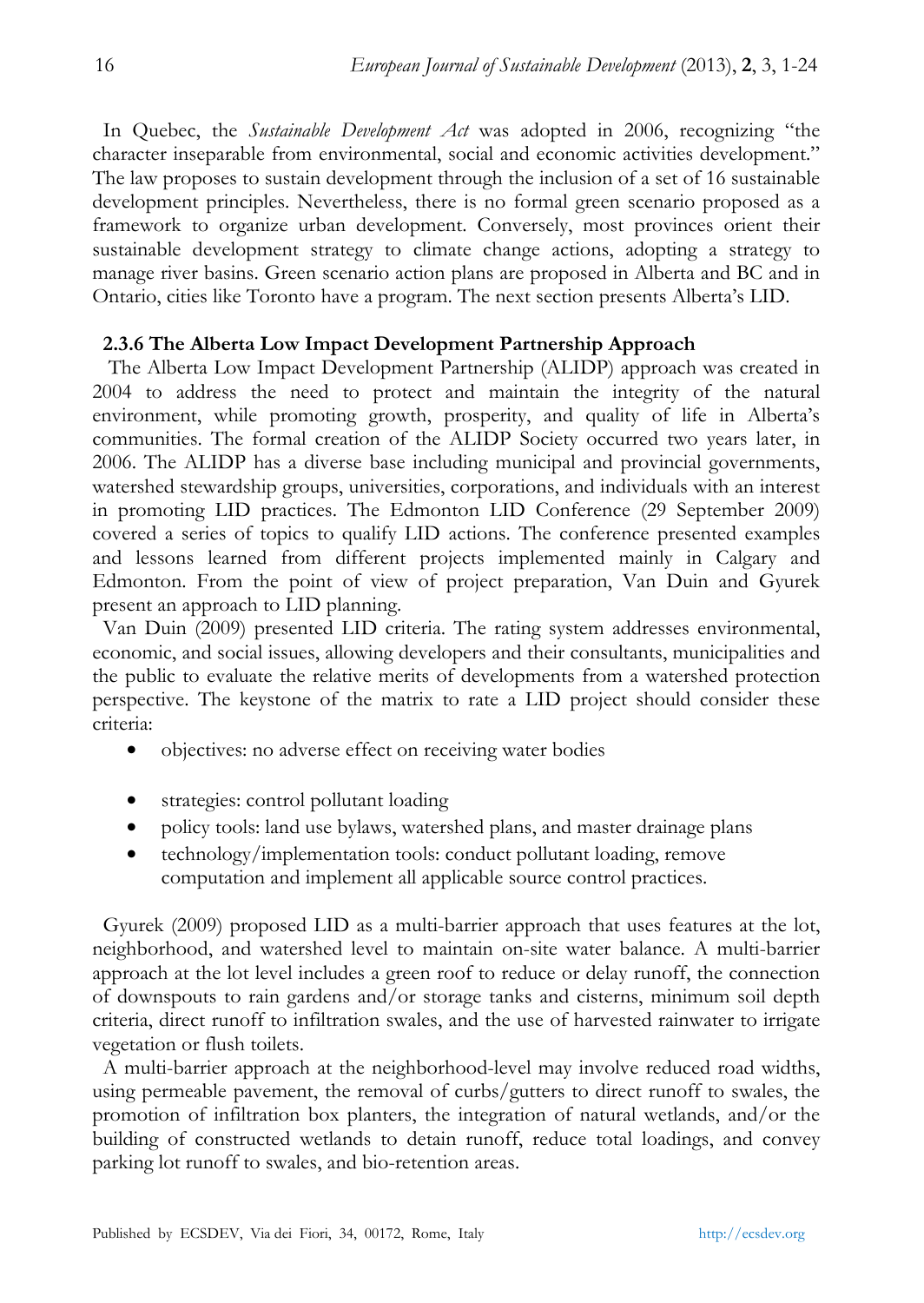In Quebec, the *Sustainable Development Act* was adopted in 2006, recognizing "the character inseparable from environmental, social and economic activities development." The law proposes to sustain development through the inclusion of a set of 16 sustainable development principles. Nevertheless, there is no formal green scenario proposed as a framework to organize urban development. Conversely, most provinces orient their sustainable development strategy to climate change actions, adopting a strategy to manage river basins. Green scenario action plans are proposed in Alberta and BC and in Ontario, cities like Toronto have a program. The next section presents Alberta's LID.

### 2.3.6 The Alberta Low Impact Development Partnership Approach

The Alberta Low Impact Development Partnership (ALIDP) approach was created in 2004 to address the need to protect and maintain the integrity of the natural environment, while promoting growth, prosperity, and quality of life in Alberta's communities. The formal creation of the ALIDP Society occurred two years later, in 2006. The ALIDP has a diverse base including municipal and provincial governments, watershed stewardship groups, universities, corporations, and individuals with an interest in promoting LID practices. The Edmonton LID Conference (29 September 2009) covered a series of topics to qualify LID actions. The conference presented examples and lessons learned from different projects implemented mainly in Calgary and Edmonton. From the point of view of project preparation, Van Duin and Gyurek present an approach to LID planning.

Van Duin (2009) presented LID criteria. The rating system addresses environmental, economic, and social issues, allowing developers and their consultants, municipalities and the public to evaluate the relative merits of developments from a watershed protection perspective. The keystone of the matrix to rate a LID project should consider these criteria:

- objectives: no adverse effect on receiving water bodies
- strategies: control pollutant loading
- policy tools: land use bylaws, watershed plans, and master drainage plans
- technology/implementation tools: conduct pollutant loading, remove computation and implement all applicable source control practices.

Gyurek (2009) proposed LID as a multi-barrier approach that uses features at the lot, neighborhood, and watershed level to maintain on-site water balance. A multi-barrier approach at the lot level includes a green roof to reduce or delay runoff, the connection of downspouts to rain gardens and/or storage tanks and cisterns, minimum soil depth criteria, direct runoff to infiltration swales, and the use of harvested rainwater to irrigate vegetation or flush toilets.

A multi-barrier approach at the neighborhood-level may involve reduced road widths, using permeable pavement, the removal of curbs/gutters to direct runoff to swales, the promotion of infiltration box planters, the integration of natural wetlands, and/or the building of constructed wetlands to detain runoff, reduce total loadings, and convey parking lot runoff to swales, and bio-retention areas.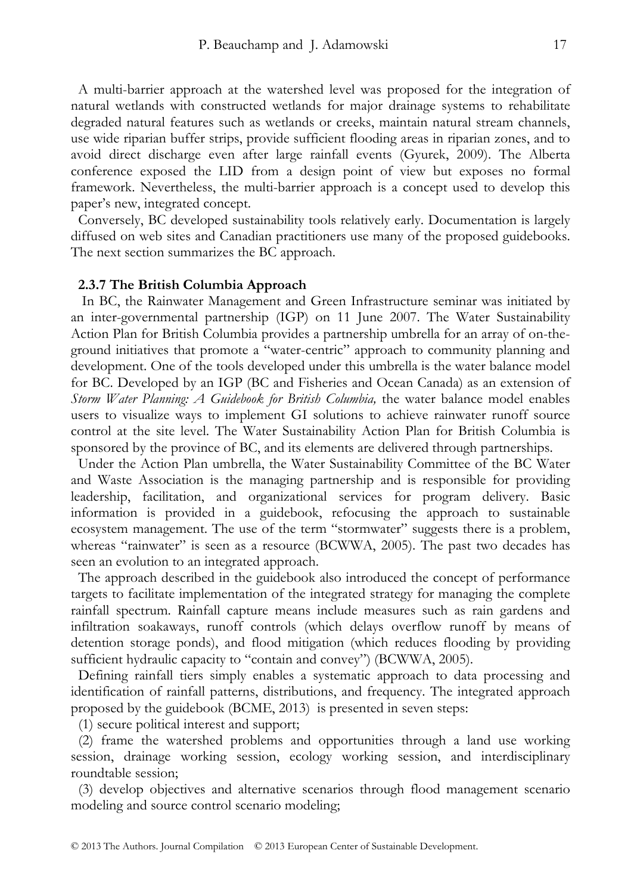A multi-barrier approach at the watershed level was proposed for the integration of natural wetlands with constructed wetlands for major drainage systems to rehabilitate degraded natural features such as wetlands or creeks, maintain natural stream channels, use wide riparian buffer strips, provide sufficient flooding areas in riparian zones, and to avoid direct discharge even after large rainfall events (Gyurek, 2009). The Alberta conference exposed the LID from a design point of view but exposes no formal framework. Nevertheless, the multi-barrier approach is a concept used to develop this paper's new, integrated concept.

Conversely, BC developed sustainability tools relatively early. Documentation is largely diffused on web sites and Canadian practitioners use many of the proposed guidebooks. The next section summarizes the BC approach.

### 2.3.7 The British Columbia Approach

In BC, the Rainwater Management and Green Infrastructure seminar was initiated by an inter-governmental partnership (IGP) on 11 June 2007. The Water Sustainability Action Plan for British Columbia provides a partnership umbrella for an array of on-the-ground initiatives that promote a "water-centric" approach to community planning and development. One of the tools developed under this umbrella is the water balance model for BC. Developed by an IGP (BC and Fisheries and Ocean Canada) as an extension of *Storm Water Planning: A Guidebook for British Columbia,* the water balance model enables users to visualize ways to implement GI solutions to achieve rainwater runoff source control at the site level. The Water Sustainability Action Plan for British Columbia is sponsored by the province of BC, and its elements are delivered through partnerships.

Under the Action Plan umbrella, the Water Sustainability Committee of the BC Water and Waste Association is the managing partnership and is responsible for providing leadership, facilitation, and organizational services for program delivery. Basic information is provided in a guidebook, refocusing the approach to sustainable ecosystem management. The use of the term "stormwater" suggests there is a problem, whereas "rainwater" is seen as a resource (BCWWA, 2005). The past two decades has seen an evolution to an integrated approach.

The approach described in the guidebook also introduced the concept of performance targets to facilitate implementation of the integrated strategy for managing the complete rainfall spectrum. Rainfall capture means include measures such as rain gardens and infiltration soakaways, runoff controls (which delays overflow runoff by means of detention storage ponds), and flood mitigation (which reduces flooding by providing sufficient hydraulic capacity to "contain and convey") (BCWWA, 2005).

Defining rainfall tiers simply enables a systematic approach to data processing and identification of rainfall patterns, distributions, and frequency. The integrated approach proposed by the guidebook (BCME, 2013) is presented in seven steps:

(1) secure political interest and support;

(2) frame the watershed problems and opportunities through a land use working session, drainage working session, ecology working session, and interdisciplinary roundtable session;

(3) develop objectives and alternative scenarios through flood management scenario modeling and source control scenario modeling;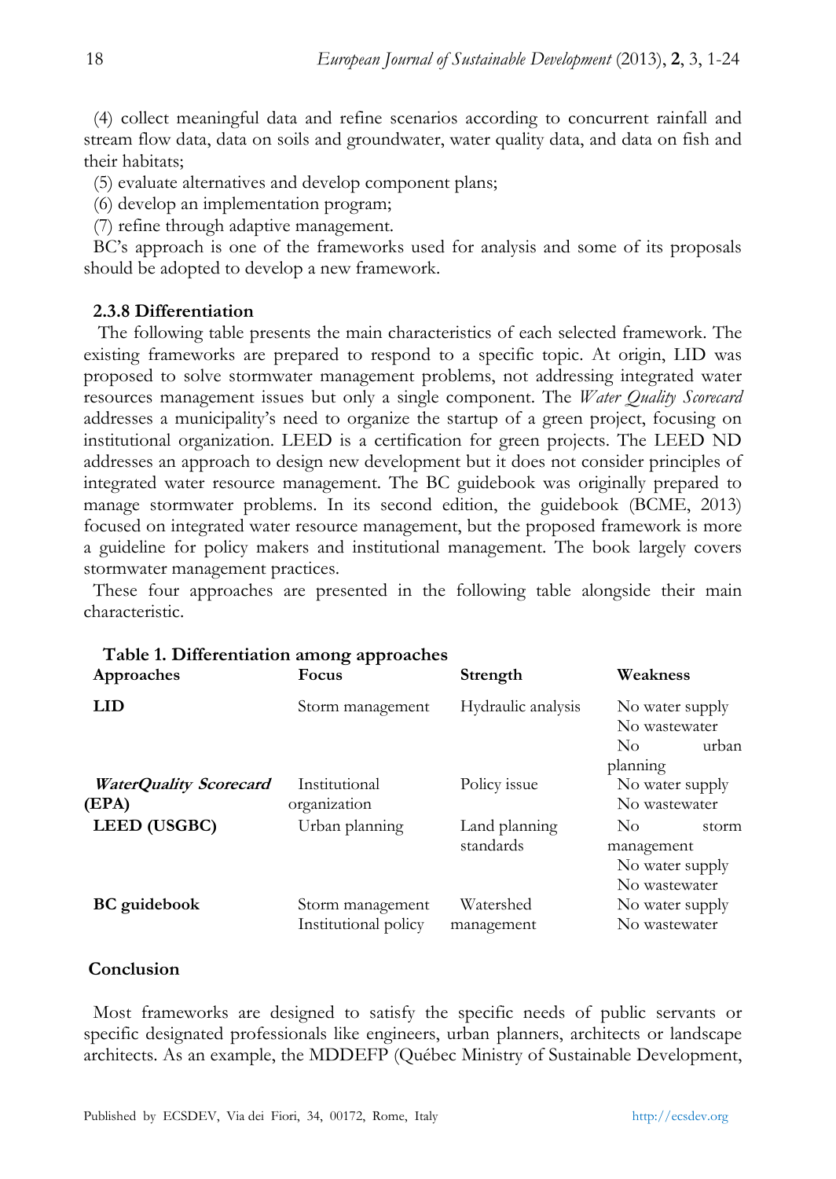(4) collect meaningful data and refine scenarios according to concurrent rainfall and stream flow data, data on soils and groundwater, water quality data, and data on fish and their habitats;

(5) evaluate alternatives and develop component plans;

(6) develop an implementation program;

(7) refine through adaptive management.

BC's approach is one of the frameworks used for analysis and some of its proposals should be adopted to develop a new framework.

### 2.3.8 Differentiation

The following table presents the main characteristics of each selected framework. The existing frameworks are prepared to respond to a specific topic. At origin, LID was proposed to solve stormwater management problems, not addressing integrated water resources management issues but only a single component. The *Water Quality Scorecard* addresses a municipality's need to organize the startup of a green project, focusing on institutional organization. LEED is a certification for green projects. The LEED ND addresses an approach to design new development but it does not consider principles of integrated water resource management. The BC guidebook was originally prepared to manage stormwater problems. In its second edition, the guidebook (BCME, 2013) focused on integrated water resource management, but the proposed framework is more a guideline for policy makers and institutional management. The book largely covers stormwater management practices.

These four approaches are presented in the following table alongside their main characteristic.

**Table 1. Differentiation among approaches**

| Approaches | Focus | Strength | Weakness |
|---|---|---|---|
| **LID** | Storm management | Hydraulic analysis | No water supply<br>No wastewater<br>No urban planning |
| ***WaterQuality Scorecard* (EPA)** | Institutional organization | Policy issue | No water supply<br>No wastewater |
| **LEED (USGBC)** | Urban planning | Land planning standards | No storm management<br>No water supply<br>No wastewater |
| **BC guidebook** | Storm management<br>Institutional policy | Watershed management | No water supply<br>No wastewater |

## Conclusion

Most frameworks are designed to satisfy the specific needs of public servants or specific designated professionals like engineers, urban planners, architects or landscape architects. As an example, the MDDEFP (Québec Ministry of Sustainable Development,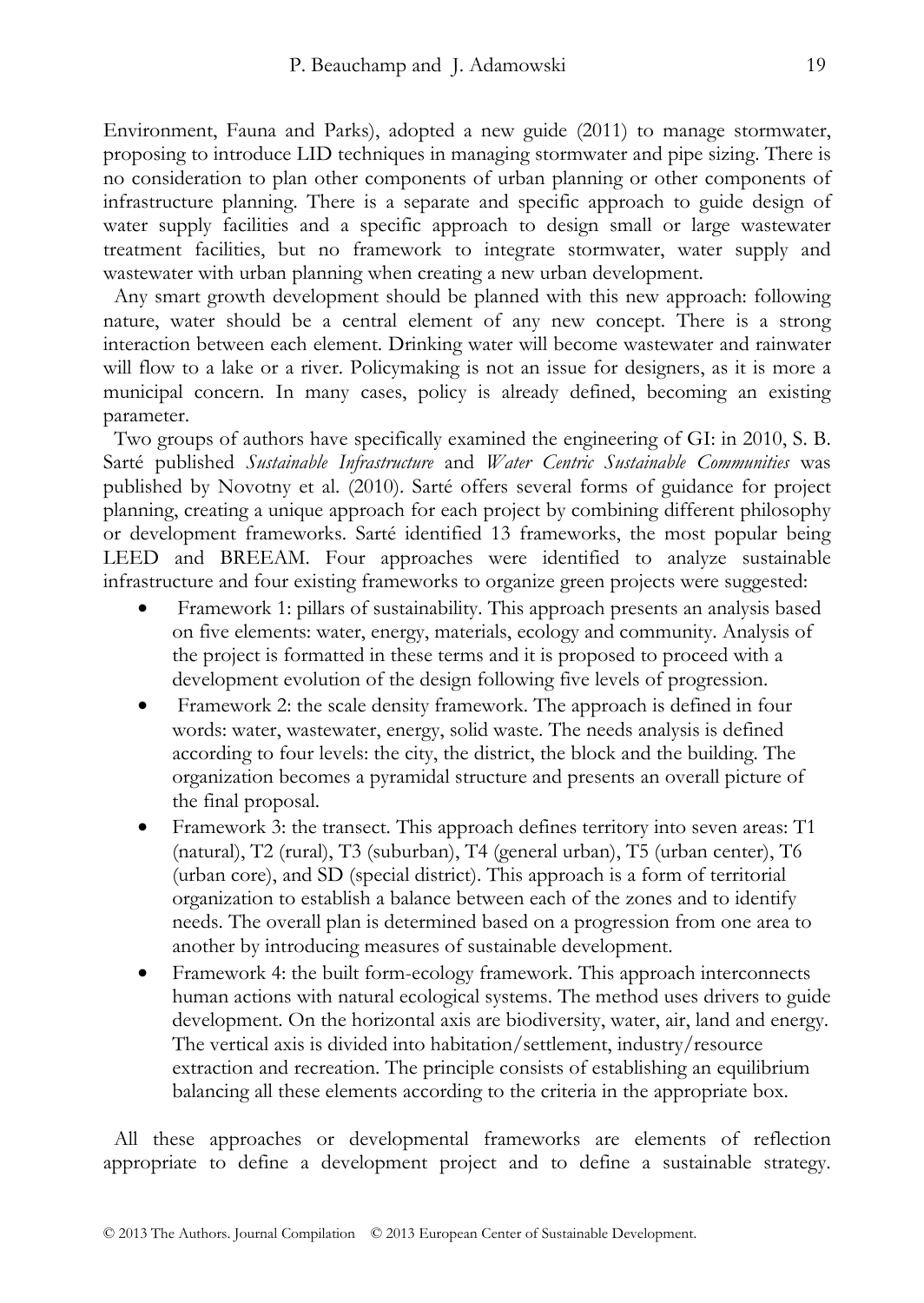Environment, Fauna and Parks), adopted a new guide (2011) to manage stormwater, proposing to introduce LID techniques in managing stormwater and pipe sizing. There is no consideration to plan other components of urban planning or other components of infrastructure planning. There is a separate and specific approach to guide design of water supply facilities and a specific approach to design small or large wastewater treatment facilities, but no framework to integrate stormwater, water supply and wastewater with urban planning when creating a new urban development.

Any smart growth development should be planned with this new approach: following nature, water should be a central element of any new concept. There is a strong interaction between each element. Drinking water will become wastewater and rainwater will flow to a lake or a river. Policymaking is not an issue for designers, as it is more a municipal concern. In many cases, policy is already defined, becoming an existing parameter.

Two groups of authors have specifically examined the engineering of GI: in 2010, S. B. Sarté published *Sustainable Infrastructure* and *Water Centric Sustainable Communities* was published by Novotny et al. (2010). Sarté offers several forms of guidance for project planning, creating a unique approach for each project by combining different philosophy or development frameworks. Sarté identified 13 frameworks, the most popular being LEED and BREEAM. Four approaches were identified to analyze sustainable infrastructure and four existing frameworks to organize green projects were suggested:

- Framework 1: pillars of sustainability. This approach presents an analysis based on five elements: water, energy, materials, ecology and community. Analysis of the project is formatted in these terms and it is proposed to proceed with a development evolution of the design following five levels of progression.
- Framework 2: the scale density framework. The approach is defined in four words: water, wastewater, energy, solid waste. The needs analysis is defined according to four levels: the city, the district, the block and the building. The organization becomes a pyramidal structure and presents an overall picture of the final proposal.
- Framework 3: the transect. This approach defines territory into seven areas: T1 (natural), T2 (rural), T3 (suburban), T4 (general urban), T5 (urban center), T6 (urban core), and SD (special district). This approach is a form of territorial organization to establish a balance between each of the zones and to identify needs. The overall plan is determined based on a progression from one area to another by introducing measures of sustainable development.
- Framework 4: the built form-ecology framework. This approach interconnects human actions with natural ecological systems. The method uses drivers to guide development. On the horizontal axis are biodiversity, water, air, land and energy. The vertical axis is divided into habitation/settlement, industry/resource extraction and recreation. The principle consists of establishing an equilibrium balancing all these elements according to the criteria in the appropriate box.

All these approaches or developmental frameworks are elements of reflection appropriate to define a development project and to define a sustainable strategy.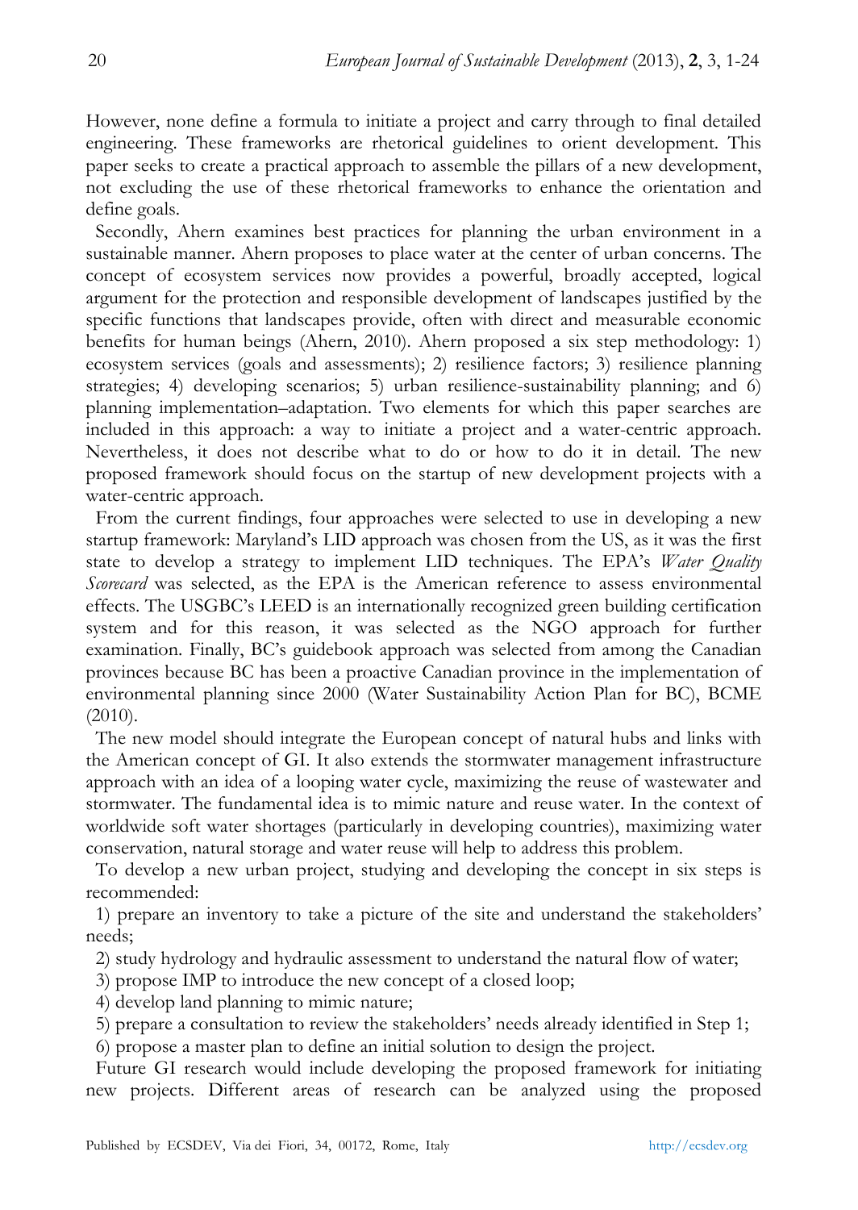However, none define a formula to initiate a project and carry through to final detailed engineering. These frameworks are rhetorical guidelines to orient development. This paper seeks to create a practical approach to assemble the pillars of a new development, not excluding the use of these rhetorical frameworks to enhance the orientation and define goals.

Secondly, Ahern examines best practices for planning the urban environment in a sustainable manner. Ahern proposes to place water at the center of urban concerns. The concept of ecosystem services now provides a powerful, broadly accepted, logical argument for the protection and responsible development of landscapes justified by the specific functions that landscapes provide, often with direct and measurable economic benefits for human beings (Ahern, 2010). Ahern proposed a six step methodology: 1) ecosystem services (goals and assessments); 2) resilience factors; 3) resilience planning strategies; 4) developing scenarios; 5) urban resilience-sustainability planning; and 6) planning implementation–adaptation. Two elements for which this paper searches are included in this approach: a way to initiate a project and a water-centric approach. Nevertheless, it does not describe what to do or how to do it in detail. The new proposed framework should focus on the startup of new development projects with a water-centric approach.

From the current findings, four approaches were selected to use in developing a new startup framework: Maryland's LID approach was chosen from the US, as it was the first state to develop a strategy to implement LID techniques. The EPA's *Water Quality Scorecard* was selected, as the EPA is the American reference to assess environmental effects. The USGBC's LEED is an internationally recognized green building certification system and for this reason, it was selected as the NGO approach for further examination. Finally, BC's guidebook approach was selected from among the Canadian provinces because BC has been a proactive Canadian province in the implementation of environmental planning since 2000 (Water Sustainability Action Plan for BC), BCME (2010).

The new model should integrate the European concept of natural hubs and links with the American concept of GI. It also extends the stormwater management infrastructure approach with an idea of a looping water cycle, maximizing the reuse of wastewater and stormwater. The fundamental idea is to mimic nature and reuse water. In the context of worldwide soft water shortages (particularly in developing countries), maximizing water conservation, natural storage and water reuse will help to address this problem.

To develop a new urban project, studying and developing the concept in six steps is recommended:

1) prepare an inventory to take a picture of the site and understand the stakeholders' needs;

2) study hydrology and hydraulic assessment to understand the natural flow of water;

3) propose IMP to introduce the new concept of a closed loop;

4) develop land planning to mimic nature;

5) prepare a consultation to review the stakeholders' needs already identified in Step 1;

6) propose a master plan to define an initial solution to design the project.

Future GI research would include developing the proposed framework for initiating new projects. Different areas of research can be analyzed using the proposed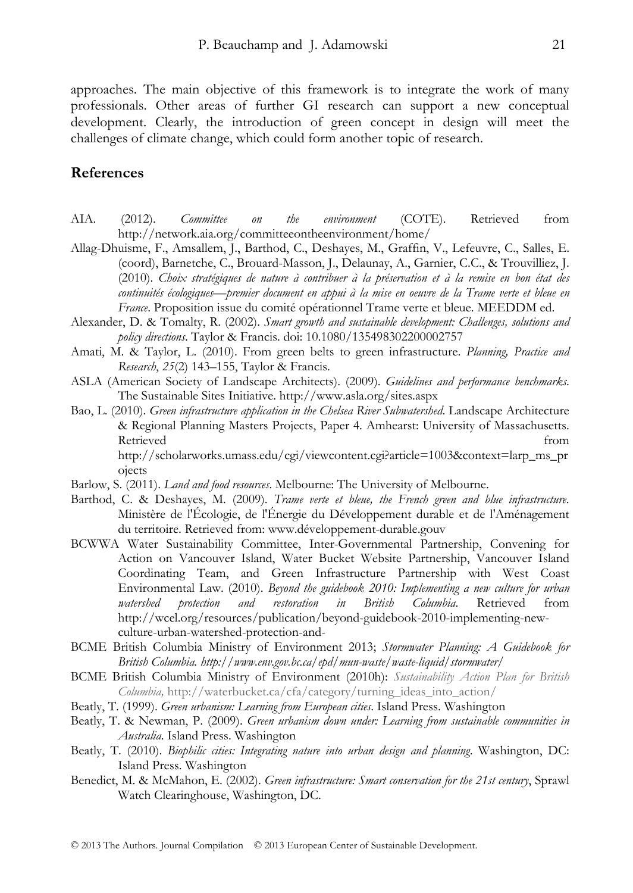approaches. The main objective of this framework is to integrate the work of many professionals. Other areas of further GI research can support a new conceptual development. Clearly, the introduction of green concept in design will meet the challenges of climate change, which could form another topic of research.

## References

AIA. (2012). *Committee on the environment* (COTE). Retrieved from http://network.aia.org/committeeontheenvironment/home/

Allag-Dhuisme, F., Amsallem, J., Barthod, C., Deshayes, M., Graffin, V., Lefeuvre, C., Salles, E. (coord), Barnetche, C., Brouard-Masson, J., Delaunay, A., Garnier, C.C., & Trouvilliez, J. (2010). *Choix stratégiques de nature à contribuer à la préservation et à la remise en bon état des continuités écologiques—premier document en appui à la mise en oeuvre de la Trame verte et bleue en France*. Proposition issue du comité opérationnel Trame verte et bleue. MEEDDM ed.

Alexander, D. & Tomalty, R. (2002). *Smart growth and sustainable development: Challenges, solutions and policy directions*. Taylor & Francis. doi: 10.1080/135498302200002757

Amati, M. & Taylor, L. (2010). From green belts to green infrastructure. *Planning, Practice and Research*, *25*(2) 143–155, Taylor & Francis.

ASLA (American Society of Landscape Architects). (2009). *Guidelines and performance benchmarks*. The Sustainable Sites Initiative. http://www.asla.org/sites.aspx

Bao, L. (2010). *Green infrastructure application in the Chelsea River Subwatershed*. Landscape Architecture & Regional Planning Masters Projects, Paper 4. Amhearst: University of Massachusetts. Retrieved from http://scholarworks.umass.edu/cgi/viewcontent.cgi?article=1003&context=larp_ms_projects

Barlow, S. (2011). *Land and food resources*. Melbourne: The University of Melbourne.

Barthod, C. & Deshayes, M. (2009). *Trame verte et bleue, the French green and blue infrastructure*. Ministère de l'Écologie, de l'Énergie du Développement durable et de l'Aménagement du territoire. Retrieved from: www.développement-durable.gouv

BCWWA Water Sustainability Committee, Inter-Governmental Partnership, Convening for Action on Vancouver Island, Water Bucket Website Partnership, Vancouver Island Coordinating Team, and Green Infrastructure Partnership with West Coast Environmental Law. (2010). *Beyond the guidebook 2010: Implementing a new culture for urban watershed protection and restoration in British Columbia*. Retrieved from http://wcel.org/resources/publication/beyond-guidebook-2010-implementing-new-culture-urban-watershed-protection-and-

BCME British Columbia Ministry of Environment 2013; *Stormwater Planning: A Guidebook for British Columbia. http://www.env.gov.bc.ca/epd/mun-waste/waste-liquid/stormwater/*

BCME British Columbia Ministry of Environment (2010h): *Sustainability Action Plan for British Columbia,* http://waterbucket.ca/cfa/category/turning_ideas_into_action/

Beatly, T. (1999). *Green urbanism: Learning from European cities*. Island Press. Washington

Beatly, T. & Newman, P. (2009). *Green urbanism down under: Learning from sustainable communities in Australia*. Island Press. Washington

Beatly, T. (2010). *Biophilic cities: Integrating nature into urban design and planning*. Washington, DC: Island Press. Washington

Benedict, M. & McMahon, E. (2002). *Green infrastructure: Smart conservation for the 21st century*, Sprawl Watch Clearinghouse, Washington, DC.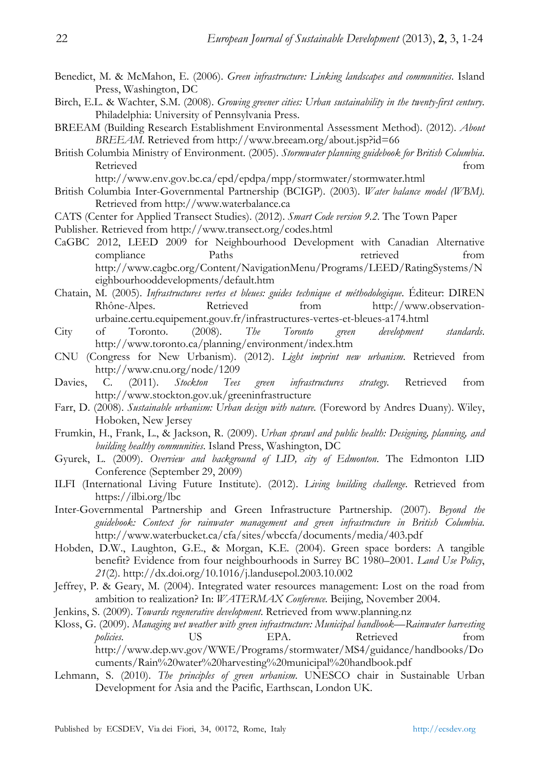Benedict, M. & McMahon, E. (2006). *Green infrastructure: Linking landscapes and communities*. Island Press, Washington, DC

Birch, E.L. & Wachter, S.M. (2008). *Growing greener cities: Urban sustainability in the twenty-first century*. Philadelphia: University of Pennsylvania Press.

BREEAM (Building Research Establishment Environmental Assessment Method). (2012). *About BREEAM*. Retrieved from http://www.breeam.org/about.jsp?id=66

British Columbia Ministry of Environment. (2005). *Stormwater planning guidebook for British Columbia*. Retrieved from http://www.env.gov.bc.ca/epd/epdpa/mpp/stormwater/stormwater.html

British Columbia Inter-Governmental Partnership (BCIGP). (2003). *Water balance model (WBM)*. Retrieved from http://www.waterbalance.ca

CATS (Center for Applied Transect Studies). (2012). *Smart Code version 9.2*. The Town Paper Publisher. Retrieved from http://www.transect.org/codes.html

CaGBC 2012, LEED 2009 for Neighbourhood Development with Canadian Alternative compliance Paths retrieved from http://www.cagbc.org/Content/NavigationMenu/Programs/LEED/RatingSystems/Neighbourhooddevelopments/default.htm

Chatain, M. (2005). *Infrastructures vertes et bleues: guides technique et méthodologique*. Éditeur: DIREN Rhône-Alpes. Retrieved from http://www.observation-urbaine.certu.equipement.gouv.fr/infrastructures-vertes-et-bleues-a174.html

City of Toronto. (2008). *The Toronto green development standards*. http://www.toronto.ca/planning/environment/index.htm

CNU (Congress for New Urbanism). (2012). *Light imprint new urbanism*. Retrieved from http://www.cnu.org/node/1209

Davies, C. (2011). *Stockton Tees green infrastructures strategy*. Retrieved from http://www.stockton.gov.uk/greeninfrastructure

Farr, D. (2008). *Sustainable urbanism: Urban design with nature*. (Foreword by Andres Duany). Wiley, Hoboken, New Jersey

Frumkin, H., Frank, L., & Jackson, R. (2009). *Urban sprawl and public health: Designing, planning, and building healthy communities*. Island Press, Washington, DC

Gyurek, L. (2009). *Overview and background of LID, city of Edmonton*. The Edmonton LID Conference (September 29, 2009)

ILFI (International Living Future Institute). (2012). *Living building challenge*. Retrieved from https://ilbi.org/lbc

Inter-Governmental Partnership and Green Infrastructure Partnership. (2007). *Beyond the guidebook: Context for rainwater management and green infrastructure in British Columbia*. http://www.waterbucket.ca/cfa/sites/wbccfa/documents/media/403.pdf

Hobden, D.W., Laughton, G.E., & Morgan, K.E. (2004). Green space borders: A tangible benefit? Evidence from four neighbourhoods in Surrey BC 1980–2001. *Land Use Policy*, *21*(2). http://dx.doi.org/10.1016/j.landusepol.2003.10.002

Jeffrey, P. & Geary, M. (2004). Integrated water resources management: Lost on the road from ambition to realization? In: *WATERMAX Conference*. Beijing, November 2004.

Jenkins, S. (2009). *Towards regenerative development*. Retrieved from www.planning.nz

Kloss, G. (2009). *Managing wet weather with green infrastructure: Municipal handbook—Rainwater harvesting policies*. US EPA. Retrieved from http://www.dep.wv.gov/WWE/Programs/stormwater/MS4/guidance/handbooks/Documents/Rain%20water%20harvesting%20municipal%20handbook.pdf

Lehmann, S. (2010). *The principles of green urbanism*. UNESCO chair in Sustainable Urban Development for Asia and the Pacific, Earthscan, London UK.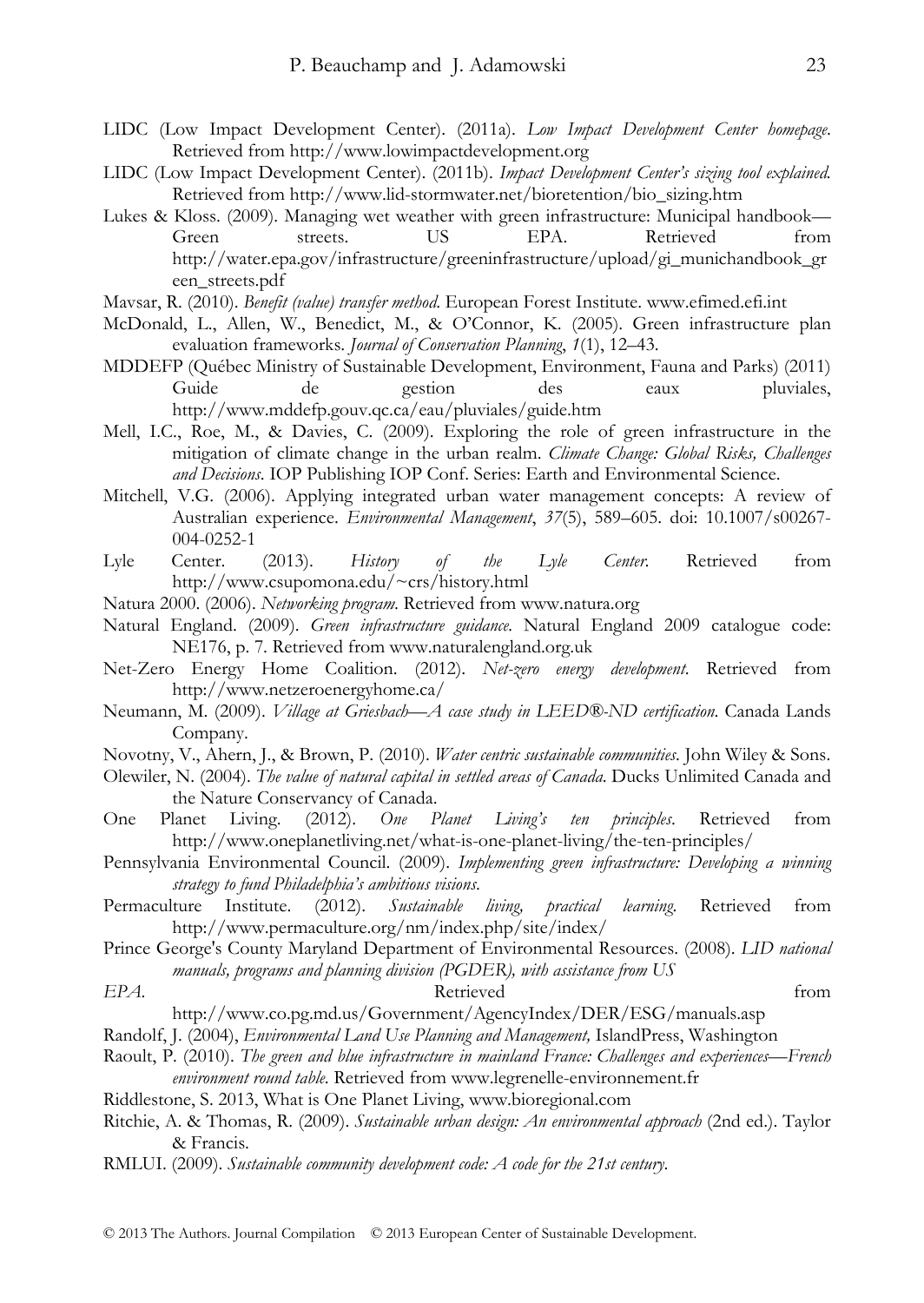LIDC (Low Impact Development Center). (2011a). *Low Impact Development Center homepage*. Retrieved from http://www.lowimpactdevelopment.org

LIDC (Low Impact Development Center). (2011b). *Impact Development Center's sizing tool explained*. Retrieved from http://www.lid-stormwater.net/bioretention/bio_sizing.htm

Lukes & Kloss. (2009). Managing wet weather with green infrastructure: Municipal handbook—Green streets. US EPA. Retrieved from http://water.epa.gov/infrastructure/greeninfrastructure/upload/gi_munichandbook_green_streets.pdf

Mavsar, R. (2010). *Benefit (value) transfer method*. European Forest Institute. www.efimed.efi.int

McDonald, L., Allen, W., Benedict, M., & O'Connor, K. (2005). Green infrastructure plan evaluation frameworks. *Journal of Conservation Planning*, *1*(1), 12–43.

MDDEFP (Québec Ministry of Sustainable Development, Environment, Fauna and Parks) (2011) Guide de gestion des eaux pluviales, http://www.mddefp.gouv.qc.ca/eau/pluviales/guide.htm

Mell, I.C., Roe, M., & Davies, C. (2009). Exploring the role of green infrastructure in the mitigation of climate change in the urban realm. *Climate Change: Global Risks, Challenges and Decisions*. IOP Publishing IOP Conf. Series: Earth and Environmental Science.

Mitchell, V.G. (2006). Applying integrated urban water management concepts: A review of Australian experience. *Environmental Management*, *37*(5), 589–605. doi: 10.1007/s00267-004-0252-1

Lyle Center. (2013). *History of the Lyle Center*. Retrieved from http://www.csupomona.edu/~crs/history.html

Natura 2000. (2006). *Networking program*. Retrieved from www.natura.org

Natural England. (2009). *Green infrastructure guidance*. Natural England 2009 catalogue code: NE176, p. 7. Retrieved from www.naturalengland.org.uk

Net-Zero Energy Home Coalition. (2012). *Net-zero energy development*. Retrieved from http://www.netzeroenergyhome.ca/

Neumann, M. (2009). *Village at Griesbach—A case study in LEED®-ND certification*. Canada Lands Company.

Novotny, V., Ahern, J., & Brown, P. (2010). *Water centric sustainable communities*. John Wiley & Sons.

Olewiler, N. (2004). *The value of natural capital in settled areas of Canada*. Ducks Unlimited Canada and the Nature Conservancy of Canada.

One Planet Living. (2012). *One Planet Living's ten principles*. Retrieved from http://www.oneplanetliving.net/what-is-one-planet-living/the-ten-principles/

Pennsylvania Environmental Council. (2009). *Implementing green infrastructure: Developing a winning strategy to fund Philadelphia's ambitious visions*.

Permaculture Institute. (2012). *Sustainable living, practical learning*. Retrieved from http://www.permaculture.org/nm/index.php/site/index/

Prince George's County Maryland Department of Environmental Resources. (2008). *LID national manuals, programs and planning division (PGDER), with assistance from US EPA*. Retrieved from http://www.co.pg.md.us/Government/AgencyIndex/DER/ESG/manuals.asp

Randolf, J. (2004), *Environmental Land Use Planning and Management,* IslandPress, Washington

Raoult, P. (2010). *The green and blue infrastructure in mainland France: Challenges and experiences—French environment round table*. Retrieved from www.legrenelle-environnement.fr

Riddlestone, S. 2013, What is One Planet Living, www.bioregional.com

Ritchie, A. & Thomas, R. (2009). *Sustainable urban design: An environmental approach* (2nd ed.). Taylor & Francis.

RMLUI. (2009). *Sustainable community development code: A code for the 21st century*.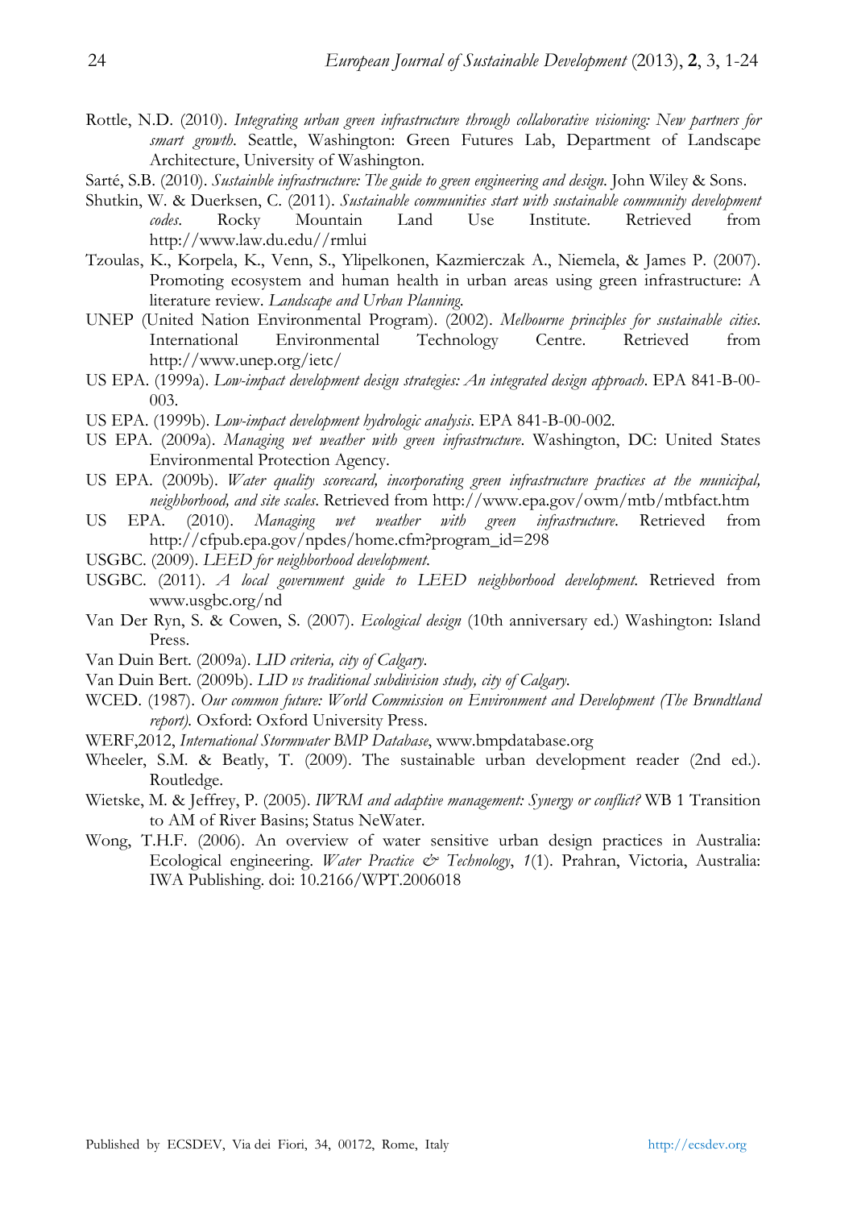Rottle, N.D. (2010). *Integrating urban green infrastructure through collaborative visioning: New partners for smart growth*. Seattle, Washington: Green Futures Lab, Department of Landscape Architecture, University of Washington.

Sarté, S.B. (2010). *Sustainble infrastructure: The guide to green engineering and design*. John Wiley & Sons.

Shutkin, W. & Duerksen, C. (2011). *Sustainable communities start with sustainable community development codes*. Rocky Mountain Land Use Institute. Retrieved from http://www.law.du.edu//rmlui

Tzoulas, K., Korpela, K., Venn, S., Ylipelkonen, Kazmierczak A., Niemela, & James P. (2007). Promoting ecosystem and human health in urban areas using green infrastructure: A literature review. *Landscape and Urban Planning.*

UNEP (United Nation Environmental Program). (2002). *Melbourne principles for sustainable cities*. International Environmental Technology Centre. Retrieved from http://www.unep.org/ietc/

US EPA. (1999a). *Low-impact development design strategies: An integrated design approach*. EPA 841-B-00-003.

US EPA. (1999b). *Low-impact development hydrologic analysis*. EPA 841-B-00-002.

US EPA. (2009a). *Managing wet weather with green infrastructure*. Washington, DC: United States Environmental Protection Agency.

US EPA. (2009b). *Water quality scorecard, incorporating green infrastructure practices at the municipal, neighborhood, and site scales*. Retrieved from http://www.epa.gov/owm/mtb/mtbfact.htm

US EPA. (2010). *Managing wet weather with green infrastructure*. Retrieved from http://cfpub.epa.gov/npdes/home.cfm?program_id=298

USGBC. (2009). *LEED for neighborhood development*.

USGBC. (2011). *A local government guide to LEED neighborhood development*. Retrieved from www.usgbc.org/nd

Van Der Ryn, S. & Cowen, S. (2007). *Ecological design* (10th anniversary ed.) Washington: Island Press.

Van Duin Bert. (2009a). *LID criteria, city of Calgary*.

Van Duin Bert. (2009b). *LID vs traditional subdivision study, city of Calgary*.

WCED. (1987). *Our common future: World Commission on Environment and Development (The Brundtland report)*. Oxford: Oxford University Press.

WERF,2012, *International Stormwater BMP Database*, www.bmpdatabase.org

Wheeler, S.M. & Beatly, T. (2009). The sustainable urban development reader (2nd ed.). Routledge.

Wietske, M. & Jeffrey, P. (2005). *IWRM and adaptive management: Synergy or conflict?* WB 1 Transition to AM of River Basins; Status NeWater.

Wong, T.H.F. (2006). An overview of water sensitive urban design practices in Australia: Ecological engineering. *Water Practice & Technology*, *1*(1). Prahran, Victoria, Australia: IWA Publishing. doi: 10.2166/WPT.2006018